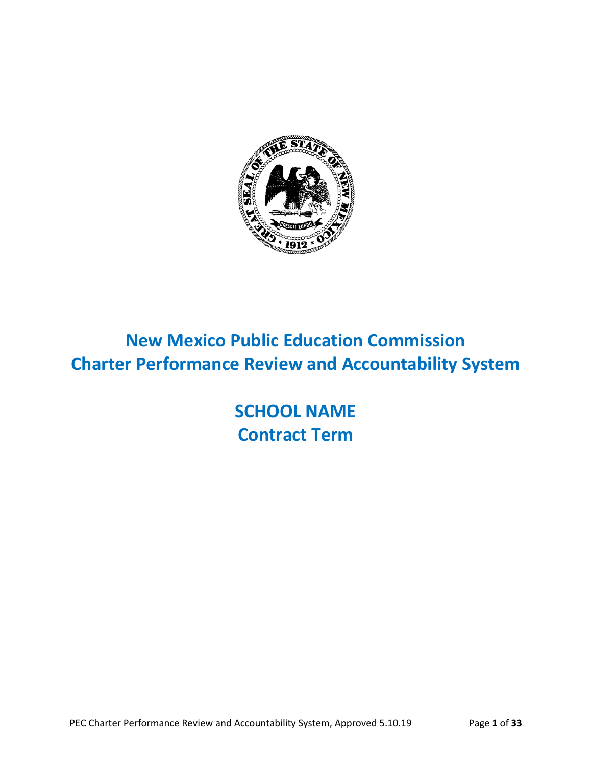# New Mexico Public Education Commission
# Charter Performance Review and Accountability System

## SCHOOL NAME
## Contract Term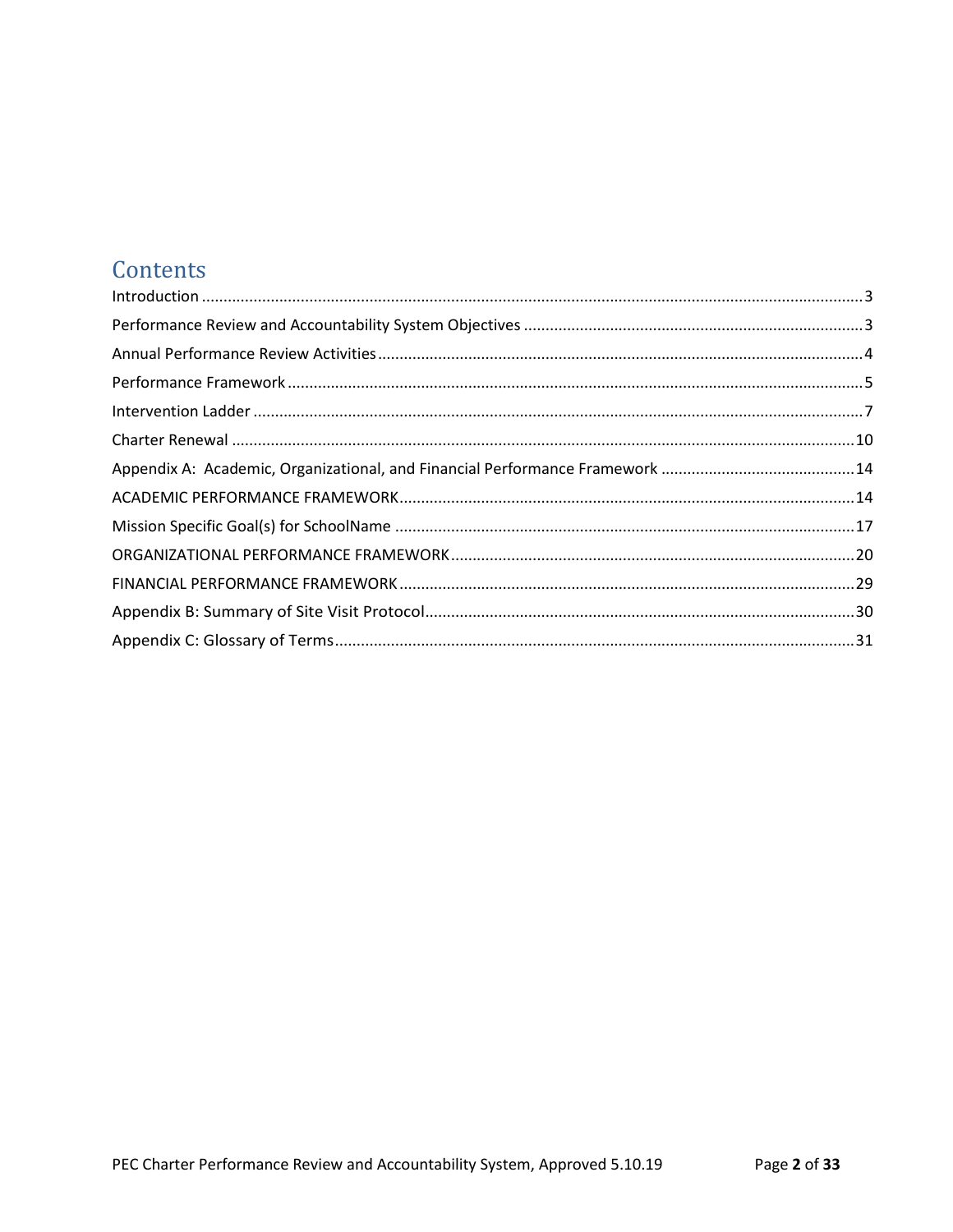# Contents

Introduction ......................................................................................................................................... 3

Performance Review and Accountability System Objectives .............................................................................. 3

Annual Performance Review Activities ................................................................................................................ 4

Performance Framework ..................................................................................................................................... 5

Intervention Ladder ............................................................................................................................................. 7

Charter Renewal ................................................................................................................................................ 10

Appendix A: Academic, Organizational, and Financial Performance Framework ............................................. 14

ACADEMIC PERFORMANCE FRAMEWORK ......................................................................................................... 14

Mission Specific Goal(s) for SchoolName .......................................................................................................... 17

ORGANIZATIONAL PERFORMANCE FRAMEWORK ............................................................................................. 20

FINANCIAL PERFORMANCE FRAMEWORK ......................................................................................................... 29

Appendix B: Summary of Site Visit Protocol ...................................................................................................... 30

Appendix C: Glossary of Terms ........................................................................................................................... 31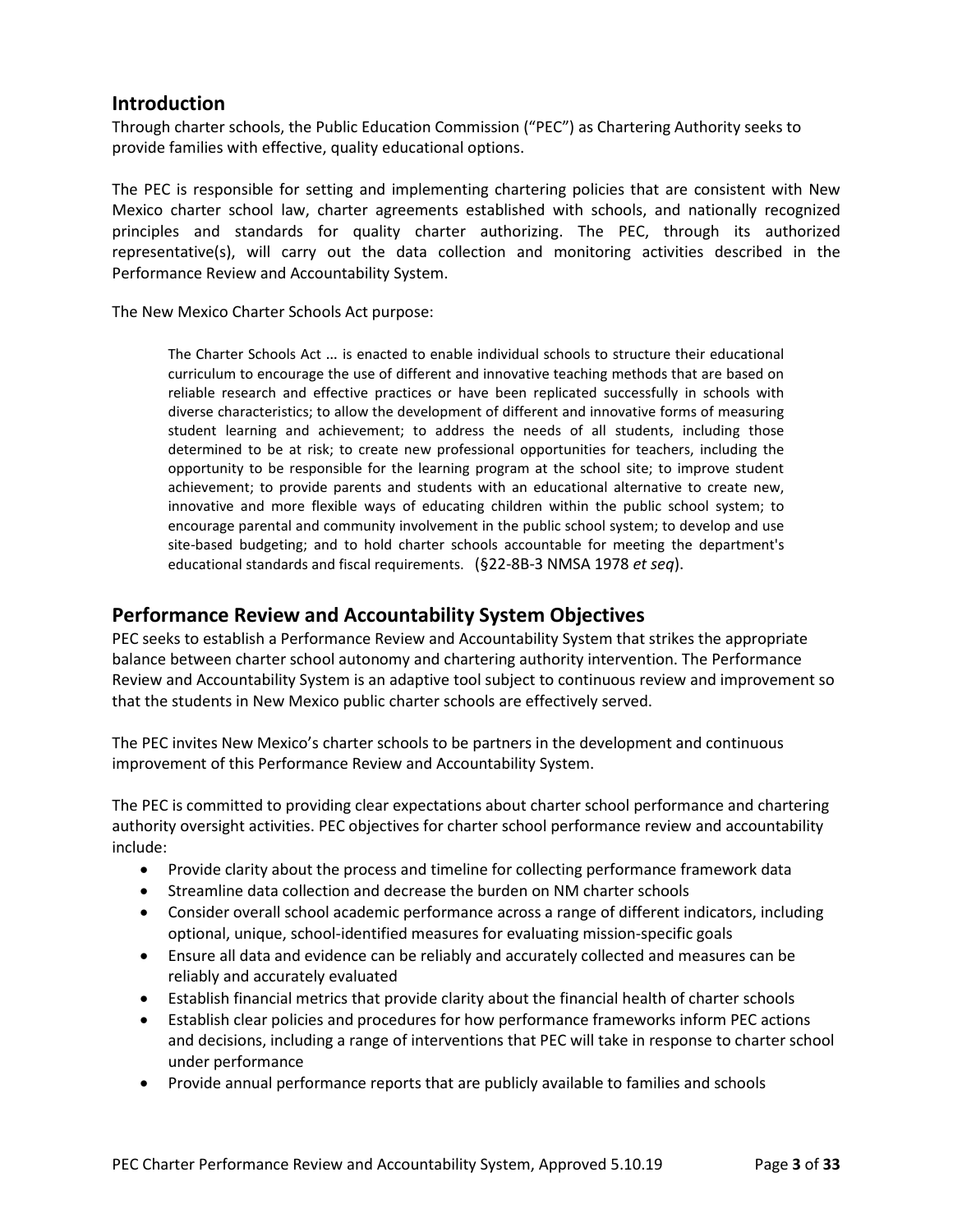## Introduction

Through charter schools, the Public Education Commission ("PEC") as Chartering Authority seeks to provide families with effective, quality educational options.

The PEC is responsible for setting and implementing chartering policies that are consistent with New Mexico charter school law, charter agreements established with schools, and nationally recognized principles and standards for quality charter authorizing. The PEC, through its authorized representative(s), will carry out the data collection and monitoring activities described in the Performance Review and Accountability System.

The New Mexico Charter Schools Act purpose:

> The Charter Schools Act … is enacted to enable individual schools to structure their educational curriculum to encourage the use of different and innovative teaching methods that are based on reliable research and effective practices or have been replicated successfully in schools with diverse characteristics; to allow the development of different and innovative forms of measuring student learning and achievement; to address the needs of all students, including those determined to be at risk; to create new professional opportunities for teachers, including the opportunity to be responsible for the learning program at the school site; to improve student achievement; to provide parents and students with an educational alternative to create new, innovative and more flexible ways of educating children within the public school system; to encourage parental and community involvement in the public school system; to develop and use site-based budgeting; and to hold charter schools accountable for meeting the department's educational standards and fiscal requirements. (§22-8B-3 NMSA 1978 *et seq*).

## Performance Review and Accountability System Objectives

PEC seeks to establish a Performance Review and Accountability System that strikes the appropriate balance between charter school autonomy and chartering authority intervention. The Performance Review and Accountability System is an adaptive tool subject to continuous review and improvement so that the students in New Mexico public charter schools are effectively served.

The PEC invites New Mexico's charter schools to be partners in the development and continuous improvement of this Performance Review and Accountability System.

The PEC is committed to providing clear expectations about charter school performance and chartering authority oversight activities. PEC objectives for charter school performance review and accountability include:

- Provide clarity about the process and timeline for collecting performance framework data
- Streamline data collection and decrease the burden on NM charter schools
- Consider overall school academic performance across a range of different indicators, including optional, unique, school-identified measures for evaluating mission-specific goals
- Ensure all data and evidence can be reliably and accurately collected and measures can be reliably and accurately evaluated
- Establish financial metrics that provide clarity about the financial health of charter schools
- Establish clear policies and procedures for how performance frameworks inform PEC actions and decisions, including a range of interventions that PEC will take in response to charter school under performance
- Provide annual performance reports that are publicly available to families and schools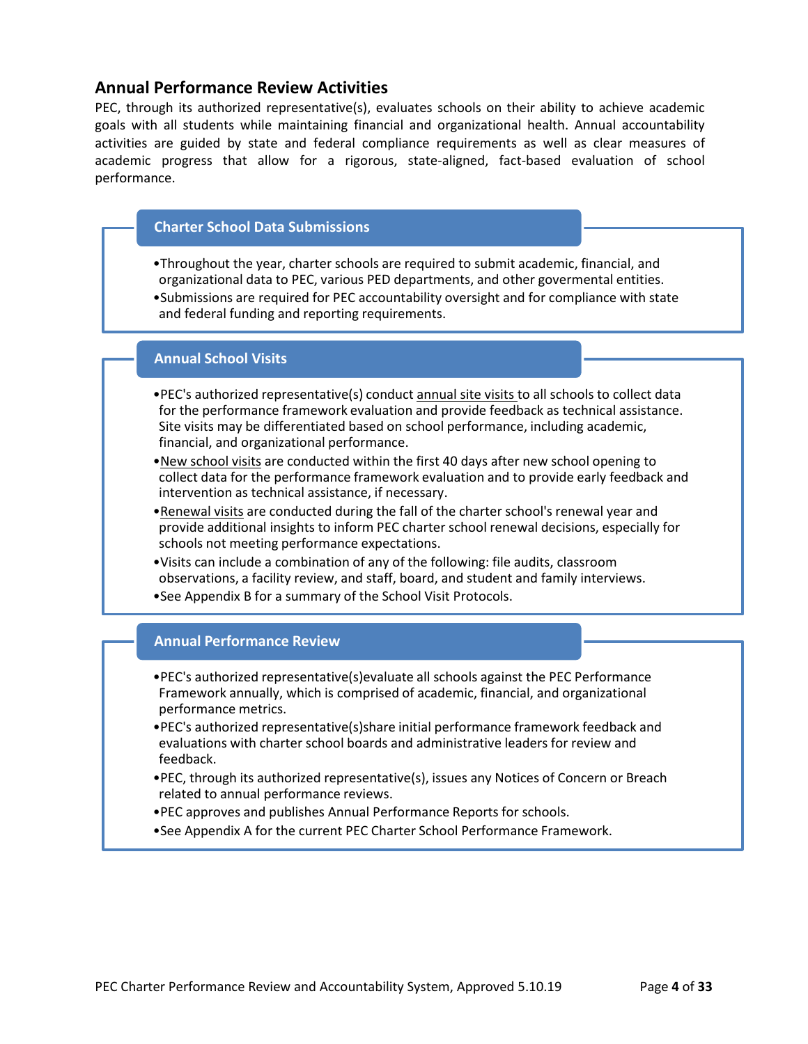## Annual Performance Review Activities

PEC, through its authorized representative(s), evaluates schools on their ability to achieve academic goals with all students while maintaining financial and organizational health. Annual accountability activities are guided by state and federal compliance requirements as well as clear measures of academic progress that allow for a rigorous, state-aligned, fact-based evaluation of school performance.

### Charter School Data Submissions

- Throughout the year, charter schools are required to submit academic, financial, and organizational data to PEC, various PED departments, and other govermental entities.
- Submissions are required for PEC accountability oversight and for compliance with state and federal funding and reporting requirements.

### Annual School Visits

- PEC's authorized representative(s) conduct annual site visits to all schools to collect data for the performance framework evaluation and provide feedback as technical assistance. Site visits may be differentiated based on school performance, including academic, financial, and organizational performance.
- New school visits are conducted within the first 40 days after new school opening to collect data for the performance framework evaluation and to provide early feedback and intervention as technical assistance, if necessary.
- Renewal visits are conducted during the fall of the charter school's renewal year and provide additional insights to inform PEC charter school renewal decisions, especially for schools not meeting performance expectations.
- Visits can include a combination of any of the following: file audits, classroom observations, a facility review, and staff, board, and student and family interviews.
- See Appendix B for a summary of the School Visit Protocols.

### Annual Performance Review

- PEC's authorized representative(s)evaluate all schools against the PEC Performance Framework annually, which is comprised of academic, financial, and organizational performance metrics.
- PEC's authorized representative(s)share initial performance framework feedback and evaluations with charter school boards and administrative leaders for review and feedback.
- PEC, through its authorized representative(s), issues any Notices of Concern or Breach related to annual performance reviews.
- PEC approves and publishes Annual Performance Reports for schools.
- See Appendix A for the current PEC Charter School Performance Framework.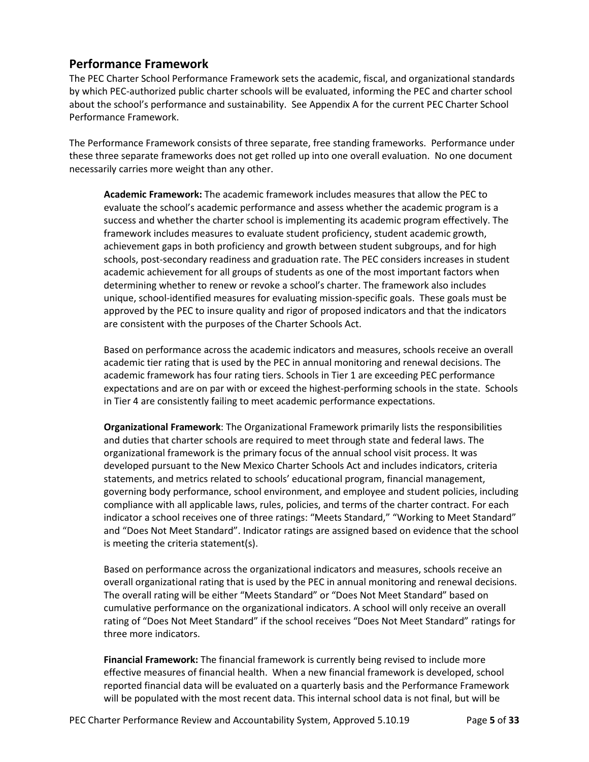## Performance Framework

The PEC Charter School Performance Framework sets the academic, fiscal, and organizational standards by which PEC-authorized public charter schools will be evaluated, informing the PEC and charter school about the school's performance and sustainability. See Appendix A for the current PEC Charter School Performance Framework.

The Performance Framework consists of three separate, free standing frameworks. Performance under these three separate frameworks does not get rolled up into one overall evaluation. No one document necessarily carries more weight than any other.

**Academic Framework:** The academic framework includes measures that allow the PEC to evaluate the school's academic performance and assess whether the academic program is a success and whether the charter school is implementing its academic program effectively. The framework includes measures to evaluate student proficiency, student academic growth, achievement gaps in both proficiency and growth between student subgroups, and for high schools, post-secondary readiness and graduation rate. The PEC considers increases in student academic achievement for all groups of students as one of the most important factors when determining whether to renew or revoke a school's charter. The framework also includes unique, school-identified measures for evaluating mission-specific goals. These goals must be approved by the PEC to insure quality and rigor of proposed indicators and that the indicators are consistent with the purposes of the Charter Schools Act.

Based on performance across the academic indicators and measures, schools receive an overall academic tier rating that is used by the PEC in annual monitoring and renewal decisions. The academic framework has four rating tiers. Schools in Tier 1 are exceeding PEC performance expectations and are on par with or exceed the highest-performing schools in the state. Schools in Tier 4 are consistently failing to meet academic performance expectations.

**Organizational Framework**: The Organizational Framework primarily lists the responsibilities and duties that charter schools are required to meet through state and federal laws. The organizational framework is the primary focus of the annual school visit process. It was developed pursuant to the New Mexico Charter Schools Act and includes indicators, criteria statements, and metrics related to schools' educational program, financial management, governing body performance, school environment, and employee and student policies, including compliance with all applicable laws, rules, policies, and terms of the charter contract. For each indicator a school receives one of three ratings: "Meets Standard," "Working to Meet Standard" and "Does Not Meet Standard". Indicator ratings are assigned based on evidence that the school is meeting the criteria statement(s).

Based on performance across the organizational indicators and measures, schools receive an overall organizational rating that is used by the PEC in annual monitoring and renewal decisions. The overall rating will be either "Meets Standard" or "Does Not Meet Standard" based on cumulative performance on the organizational indicators. A school will only receive an overall rating of "Does Not Meet Standard" if the school receives "Does Not Meet Standard" ratings for three more indicators.

**Financial Framework:** The financial framework is currently being revised to include more effective measures of financial health. When a new financial framework is developed, school reported financial data will be evaluated on a quarterly basis and the Performance Framework will be populated with the most recent data. This internal school data is not final, but will be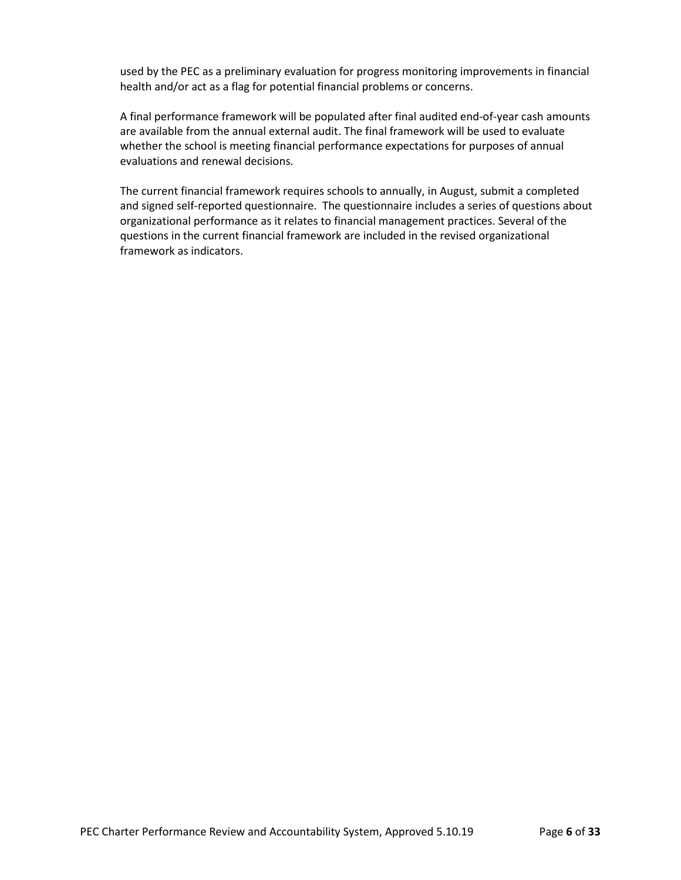used by the PEC as a preliminary evaluation for progress monitoring improvements in financial health and/or act as a flag for potential financial problems or concerns.

A final performance framework will be populated after final audited end-of-year cash amounts are available from the annual external audit. The final framework will be used to evaluate whether the school is meeting financial performance expectations for purposes of annual evaluations and renewal decisions.

The current financial framework requires schools to annually, in August, submit a completed and signed self-reported questionnaire. The questionnaire includes a series of questions about organizational performance as it relates to financial management practices. Several of the questions in the current financial framework are included in the revised organizational framework as indicators.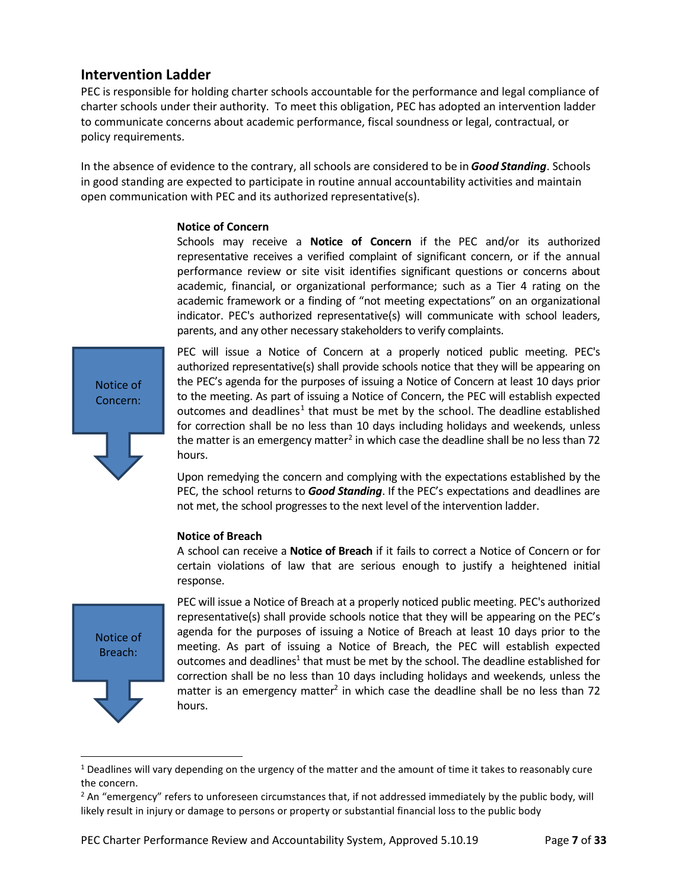## Intervention Ladder

PEC is responsible for holding charter schools accountable for the performance and legal compliance of charter schools under their authority. To meet this obligation, PEC has adopted an intervention ladder to communicate concerns about academic performance, fiscal soundness or legal, contractual, or policy requirements.

In the absence of evidence to the contrary, all schools are considered to be in ***Good Standing***. Schools in good standing are expected to participate in routine annual accountability activities and maintain open communication with PEC and its authorized representative(s).

### Notice of Concern

Schools may receive a **Notice of Concern** if the PEC and/or its authorized representative receives a verified complaint of significant concern, or if the annual performance review or site visit identifies significant questions or concerns about academic, financial, or organizational performance; such as a Tier 4 rating on the academic framework or a finding of "not meeting expectations" on an organizational indicator. PEC's authorized representative(s) will communicate with school leaders, parents, and any other necessary stakeholders to verify complaints.

Notice of Concern:

PEC will issue a Notice of Concern at a properly noticed public meeting. PEC's authorized representative(s) shall provide schools notice that they will be appearing on the PEC's agenda for the purposes of issuing a Notice of Concern at least 10 days prior to the meeting. As part of issuing a Notice of Concern, the PEC will establish expected outcomes and deadlines[1] that must be met by the school. The deadline established for correction shall be no less than 10 days including holidays and weekends, unless the matter is an emergency matter[2] in which case the deadline shall be no less than 72 hours.

Upon remedying the concern and complying with the expectations established by the PEC, the school returns to ***Good Standing***. If the PEC's expectations and deadlines are not met, the school progresses to the next level of the intervention ladder.

### Notice of Breach

A school can receive a **Notice of Breach** if it fails to correct a Notice of Concern or for certain violations of law that are serious enough to justify a heightened initial response.

Notice of Breach:

PEC will issue a Notice of Breach at a properly noticed public meeting. PEC's authorized representative(s) shall provide schools notice that they will be appearing on the PEC's agenda for the purposes of issuing a Notice of Breach at least 10 days prior to the meeting. As part of issuing a Notice of Breach, the PEC will establish expected outcomes and deadlines[1] that must be met by the school. The deadline established for correction shall be no less than 10 days including holidays and weekends, unless the matter is an emergency matter[2] in which case the deadline shall be no less than 72 hours.

---

[1] Deadlines will vary depending on the urgency of the matter and the amount of time it takes to reasonably cure the concern.

[2] An "emergency" refers to unforeseen circumstances that, if not addressed immediately by the public body, will likely result in injury or damage to persons or property or substantial financial loss to the public body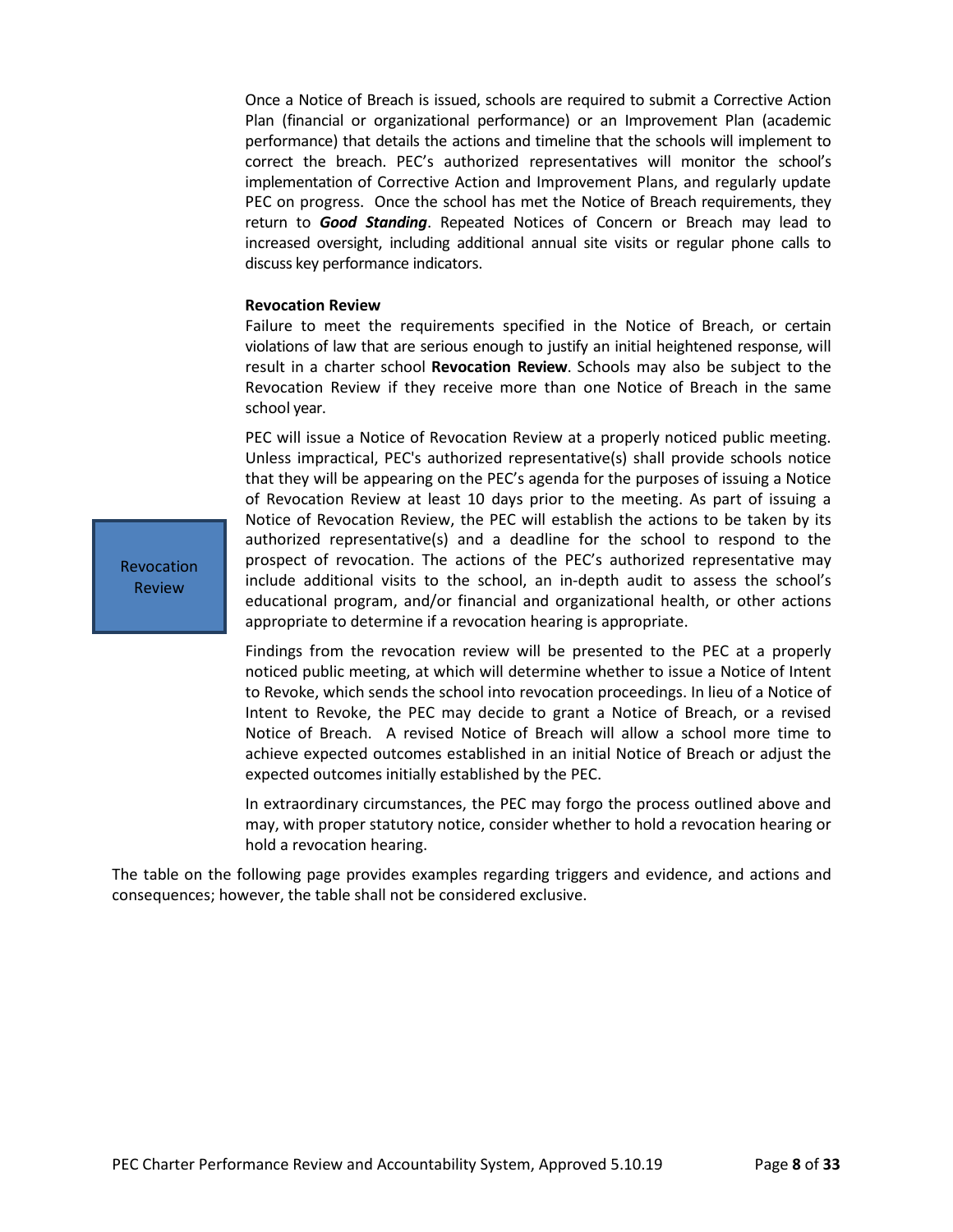Once a Notice of Breach is issued, schools are required to submit a Corrective Action Plan (financial or organizational performance) or an Improvement Plan (academic performance) that details the actions and timeline that the schools will implement to correct the breach. PEC's authorized representatives will monitor the school's implementation of Corrective Action and Improvement Plans, and regularly update PEC on progress. Once the school has met the Notice of Breach requirements, they return to ***Good Standing***. Repeated Notices of Concern or Breach may lead to increased oversight, including additional annual site visits or regular phone calls to discuss key performance indicators.

**Revocation Review**

Failure to meet the requirements specified in the Notice of Breach, or certain violations of law that are serious enough to justify an initial heightened response, will result in a charter school **Revocation Review**. Schools may also be subject to the Revocation Review if they receive more than one Notice of Breach in the same school year.

Revocation Review

PEC will issue a Notice of Revocation Review at a properly noticed public meeting. Unless impractical, PEC's authorized representative(s) shall provide schools notice that they will be appearing on the PEC's agenda for the purposes of issuing a Notice of Revocation Review at least 10 days prior to the meeting. As part of issuing a Notice of Revocation Review, the PEC will establish the actions to be taken by its authorized representative(s) and a deadline for the school to respond to the prospect of revocation. The actions of the PEC's authorized representative may include additional visits to the school, an in-depth audit to assess the school's educational program, and/or financial and organizational health, or other actions appropriate to determine if a revocation hearing is appropriate.

Findings from the revocation review will be presented to the PEC at a properly noticed public meeting, at which will determine whether to issue a Notice of Intent to Revoke, which sends the school into revocation proceedings. In lieu of a Notice of Intent to Revoke, the PEC may decide to grant a Notice of Breach, or a revised Notice of Breach. A revised Notice of Breach will allow a school more time to achieve expected outcomes established in an initial Notice of Breach or adjust the expected outcomes initially established by the PEC.

In extraordinary circumstances, the PEC may forgo the process outlined above and may, with proper statutory notice, consider whether to hold a revocation hearing or hold a revocation hearing.

The table on the following page provides examples regarding triggers and evidence, and actions and consequences; however, the table shall not be considered exclusive.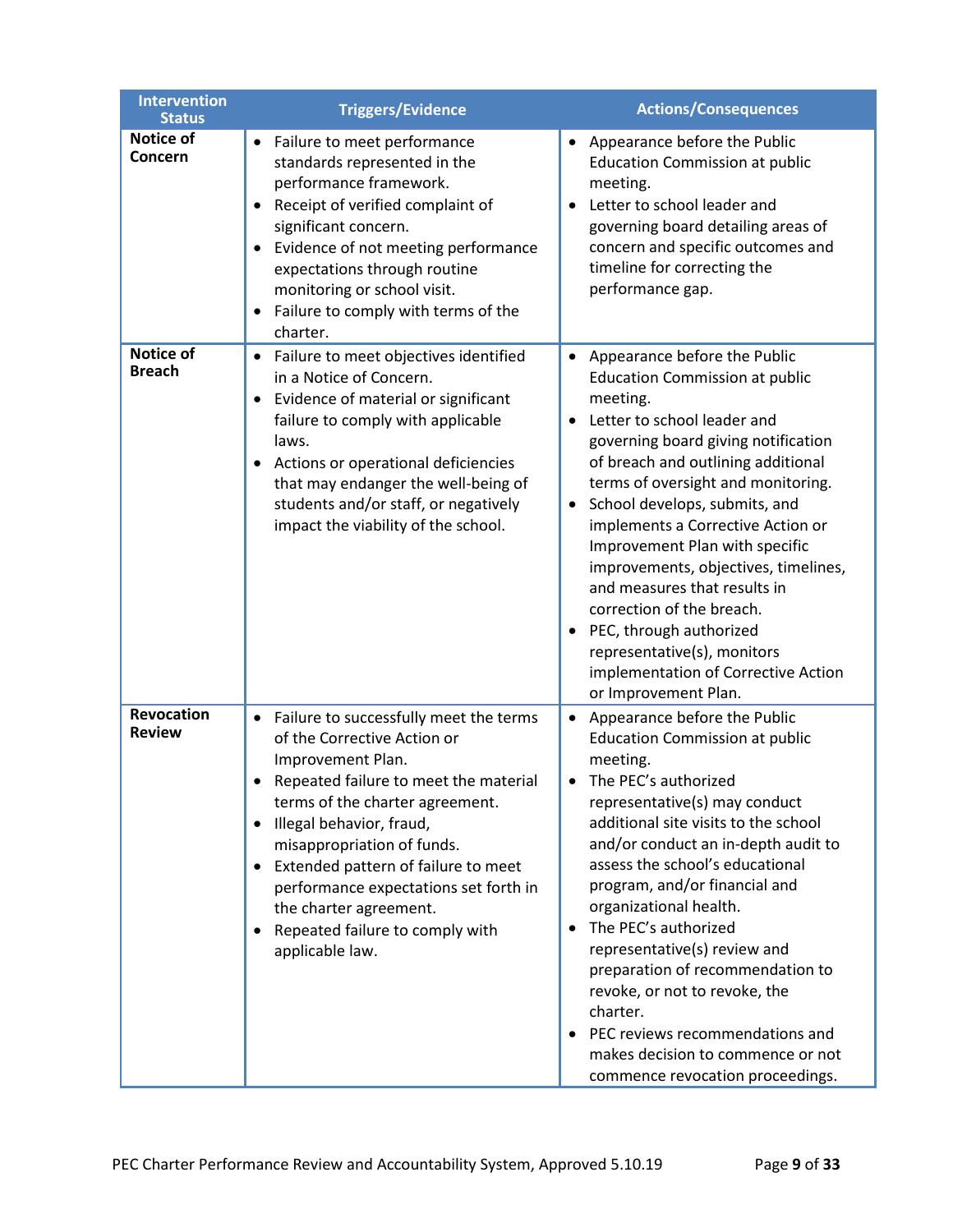| Intervention Status | Triggers/Evidence | Actions/Consequences |
|---|---|---|
| **Notice of Concern** | • Failure to meet performance standards represented in the performance framework.<br>• Receipt of verified complaint of significant concern.<br>• Evidence of not meeting performance expectations through routine monitoring or school visit.<br>• Failure to comply with terms of the charter. | • Appearance before the Public Education Commission at public meeting.<br>• Letter to school leader and governing board detailing areas of concern and specific outcomes and timeline for correcting the performance gap. |
| **Notice of Breach** | • Failure to meet objectives identified in a Notice of Concern.<br>• Evidence of material or significant failure to comply with applicable laws.<br>• Actions or operational deficiencies that may endanger the well-being of students and/or staff, or negatively impact the viability of the school. | • Appearance before the Public Education Commission at public meeting.<br>• Letter to school leader and governing board giving notification of breach and outlining additional terms of oversight and monitoring.<br>• School develops, submits, and implements a Corrective Action or Improvement Plan with specific improvements, objectives, timelines, and measures that results in correction of the breach.<br>• PEC, through authorized representative(s), monitors implementation of Corrective Action or Improvement Plan. |
| **Revocation Review** | • Failure to successfully meet the terms of the Corrective Action or Improvement Plan.<br>• Repeated failure to meet the material terms of the charter agreement.<br>• Illegal behavior, fraud, misappropriation of funds.<br>• Extended pattern of failure to meet performance expectations set forth in the charter agreement.<br>• Repeated failure to comply with applicable law. | • Appearance before the Public Education Commission at public meeting.<br>• The PEC's authorized representative(s) may conduct additional site visits to the school and/or conduct an in-depth audit to assess the school's educational program, and/or financial and organizational health.<br>• The PEC's authorized representative(s) review and preparation of recommendation to revoke, or not to revoke, the charter.<br>• PEC reviews recommendations and makes decision to commence or not commence revocation proceedings. |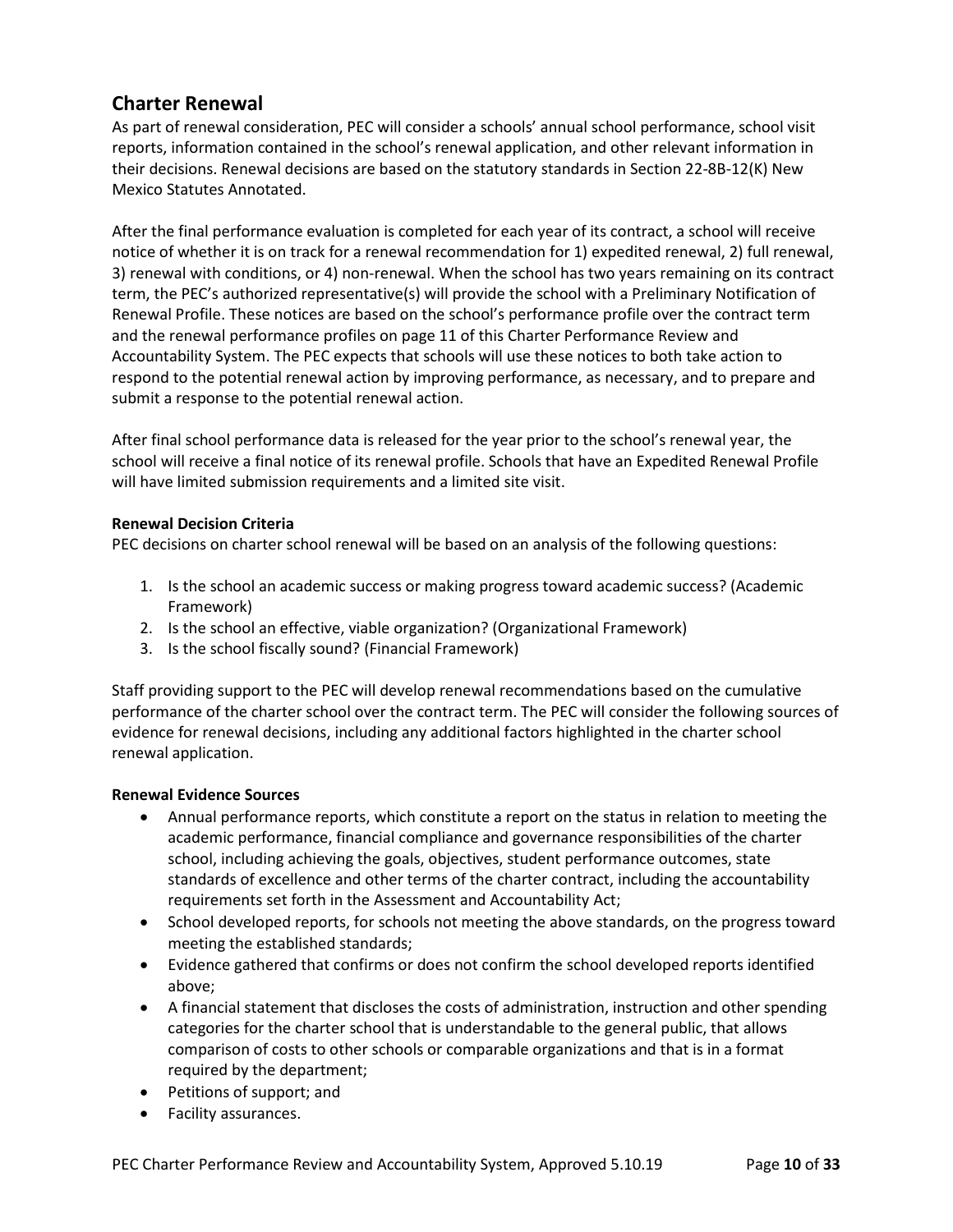## Charter Renewal

As part of renewal consideration, PEC will consider a schools' annual school performance, school visit reports, information contained in the school's renewal application, and other relevant information in their decisions. Renewal decisions are based on the statutory standards in Section 22-8B-12(K) New Mexico Statutes Annotated.

After the final performance evaluation is completed for each year of its contract, a school will receive notice of whether it is on track for a renewal recommendation for 1) expedited renewal, 2) full renewal, 3) renewal with conditions, or 4) non-renewal. When the school has two years remaining on its contract term, the PEC's authorized representative(s) will provide the school with a Preliminary Notification of Renewal Profile. These notices are based on the school's performance profile over the contract term and the renewal performance profiles on page 11 of this Charter Performance Review and Accountability System. The PEC expects that schools will use these notices to both take action to respond to the potential renewal action by improving performance, as necessary, and to prepare and submit a response to the potential renewal action.

After final school performance data is released for the year prior to the school's renewal year, the school will receive a final notice of its renewal profile. Schools that have an Expedited Renewal Profile will have limited submission requirements and a limited site visit.

**Renewal Decision Criteria**

PEC decisions on charter school renewal will be based on an analysis of the following questions:

1. Is the school an academic success or making progress toward academic success? (Academic Framework)
2. Is the school an effective, viable organization? (Organizational Framework)
3. Is the school fiscally sound? (Financial Framework)

Staff providing support to the PEC will develop renewal recommendations based on the cumulative performance of the charter school over the contract term. The PEC will consider the following sources of evidence for renewal decisions, including any additional factors highlighted in the charter school renewal application.

**Renewal Evidence Sources**

- Annual performance reports, which constitute a report on the status in relation to meeting the academic performance, financial compliance and governance responsibilities of the charter school, including achieving the goals, objectives, student performance outcomes, state standards of excellence and other terms of the charter contract, including the accountability requirements set forth in the Assessment and Accountability Act;
- School developed reports, for schools not meeting the above standards, on the progress toward meeting the established standards;
- Evidence gathered that confirms or does not confirm the school developed reports identified above;
- A financial statement that discloses the costs of administration, instruction and other spending categories for the charter school that is understandable to the general public, that allows comparison of costs to other schools or comparable organizations and that is in a format required by the department;
- Petitions of support; and
- Facility assurances.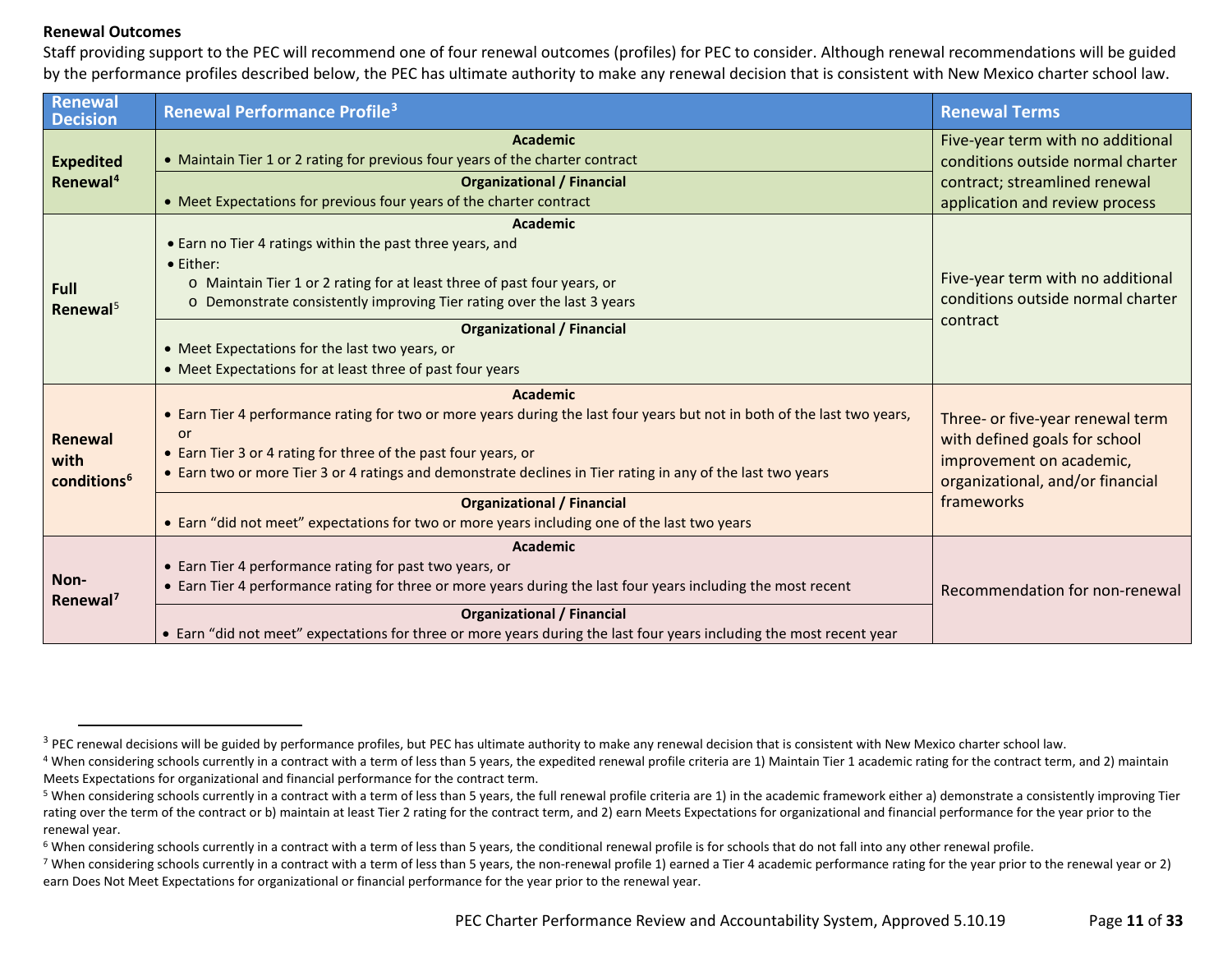**Renewal Outcomes**

Staff providing support to the PEC will recommend one of four renewal outcomes (profiles) for PEC to consider. Although renewal recommendations will be guided by the performance profiles described below, the PEC has ultimate authority to make any renewal decision that is consistent with New Mexico charter school law.

| Renewal Decision | Renewal Performance Profile[3] | Renewal Terms |
|---|---|---|
| **Expedited Renewal**[4] | **Academic**<br>• Maintain Tier 1 or 2 rating for previous four years of the charter contract<br>**Organizational / Financial**<br>• Meet Expectations for previous four years of the charter contract | Five-year term with no additional conditions outside normal charter contract; streamlined renewal application and review process |
| **Full Renewal**[5] | **Academic**<br>• Earn no Tier 4 ratings within the past three years, and<br>• Either:<br>o Maintain Tier 1 or 2 rating for at least three of past four years, or<br>o Demonstrate consistently improving Tier rating over the last 3 years<br>**Organizational / Financial**<br>• Meet Expectations for the last two years, or<br>• Meet Expectations for at least three of past four years | Five-year term with no additional conditions outside normal charter contract |
| **Renewal with conditions**[6] | **Academic**<br>• Earn Tier 4 performance rating for two or more years during the last four years but not in both of the last two years, or<br>• Earn Tier 3 or 4 rating for three of the past four years, or<br>• Earn two or more Tier 3 or 4 ratings and demonstrate declines in Tier rating in any of the last two years<br>**Organizational / Financial**<br>• Earn "did not meet" expectations for two or more years including one of the last two years | Three- or five-year renewal term with defined goals for school improvement on academic, organizational, and/or financial frameworks |
| **Non-Renewal**[7] | **Academic**<br>• Earn Tier 4 performance rating for past two years, or<br>• Earn Tier 4 performance rating for three or more years during the last four years including the most recent<br>**Organizational / Financial**<br>• Earn "did not meet" expectations for three or more years during the last four years including the most recent year | Recommendation for non-renewal |

[3] PEC renewal decisions will be guided by performance profiles, but PEC has ultimate authority to make any renewal decision that is consistent with New Mexico charter school law.

[4] When considering schools currently in a contract with a term of less than 5 years, the expedited renewal profile criteria are 1) Maintain Tier 1 academic rating for the contract term, and 2) maintain Meets Expectations for organizational and financial performance for the contract term.

[5] When considering schools currently in a contract with a term of less than 5 years, the full renewal profile criteria are 1) in the academic framework either a) demonstrate a consistently improving Tier rating over the term of the contract or b) maintain at least Tier 2 rating for the contract term, and 2) earn Meets Expectations for organizational and financial performance for the year prior to the renewal year.

[6] When considering schools currently in a contract with a term of less than 5 years, the conditional renewal profile is for schools that do not fall into any other renewal profile.

[7] When considering schools currently in a contract with a term of less than 5 years, the non-renewal profile 1) earned a Tier 4 academic performance rating for the year prior to the renewal year or 2) earn Does Not Meet Expectations for organizational or financial performance for the year prior to the renewal year.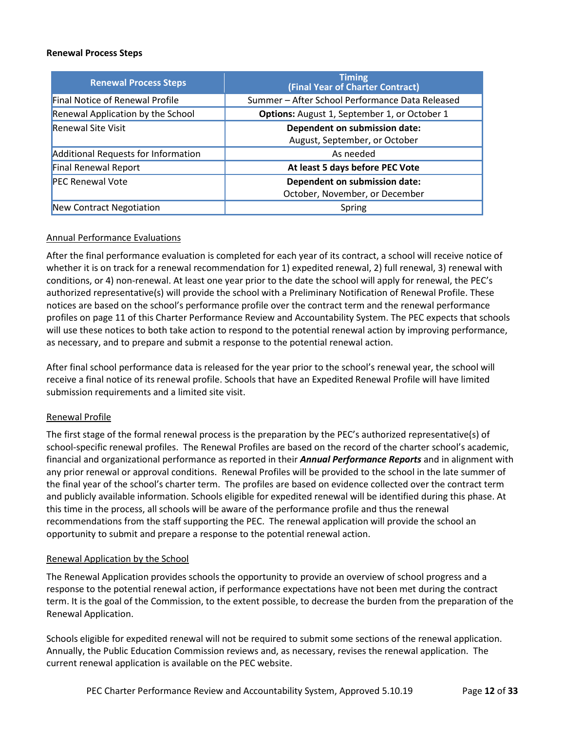**Renewal Process Steps**

| Renewal Process Steps | Timing (Final Year of Charter Contract) |
|---|---|
| Final Notice of Renewal Profile | Summer – After School Performance Data Released |
| Renewal Application by the School | **Options:** August 1, September 1, or October 1 |
| Renewal Site Visit | **Dependent on submission date:** August, September, or October |
| Additional Requests for Information | As needed |
| Final Renewal Report | **At least 5 days before PEC Vote** |
| PEC Renewal Vote | **Dependent on submission date:** October, November, or December |
| New Contract Negotiation | Spring |

Annual Performance Evaluations

After the final performance evaluation is completed for each year of its contract, a school will receive notice of whether it is on track for a renewal recommendation for 1) expedited renewal, 2) full renewal, 3) renewal with conditions, or 4) non-renewal. At least one year prior to the date the school will apply for renewal, the PEC's authorized representative(s) will provide the school with a Preliminary Notification of Renewal Profile. These notices are based on the school's performance profile over the contract term and the renewal performance profiles on page 11 of this Charter Performance Review and Accountability System. The PEC expects that schools will use these notices to both take action to respond to the potential renewal action by improving performance, as necessary, and to prepare and submit a response to the potential renewal action.

After final school performance data is released for the year prior to the school's renewal year, the school will receive a final notice of its renewal profile. Schools that have an Expedited Renewal Profile will have limited submission requirements and a limited site visit.

Renewal Profile

The first stage of the formal renewal process is the preparation by the PEC's authorized representative(s) of school-specific renewal profiles. The Renewal Profiles are based on the record of the charter school's academic, financial and organizational performance as reported in their ***Annual Performance Reports*** and in alignment with any prior renewal or approval conditions. Renewal Profiles will be provided to the school in the late summer of the final year of the school's charter term. The profiles are based on evidence collected over the contract term and publicly available information. Schools eligible for expedited renewal will be identified during this phase. At this time in the process, all schools will be aware of the performance profile and thus the renewal recommendations from the staff supporting the PEC. The renewal application will provide the school an opportunity to submit and prepare a response to the potential renewal action.

Renewal Application by the School

The Renewal Application provides schools the opportunity to provide an overview of school progress and a response to the potential renewal action, if performance expectations have not been met during the contract term. It is the goal of the Commission, to the extent possible, to decrease the burden from the preparation of the Renewal Application.

Schools eligible for expedited renewal will not be required to submit some sections of the renewal application. Annually, the Public Education Commission reviews and, as necessary, revises the renewal application. The current renewal application is available on the PEC website.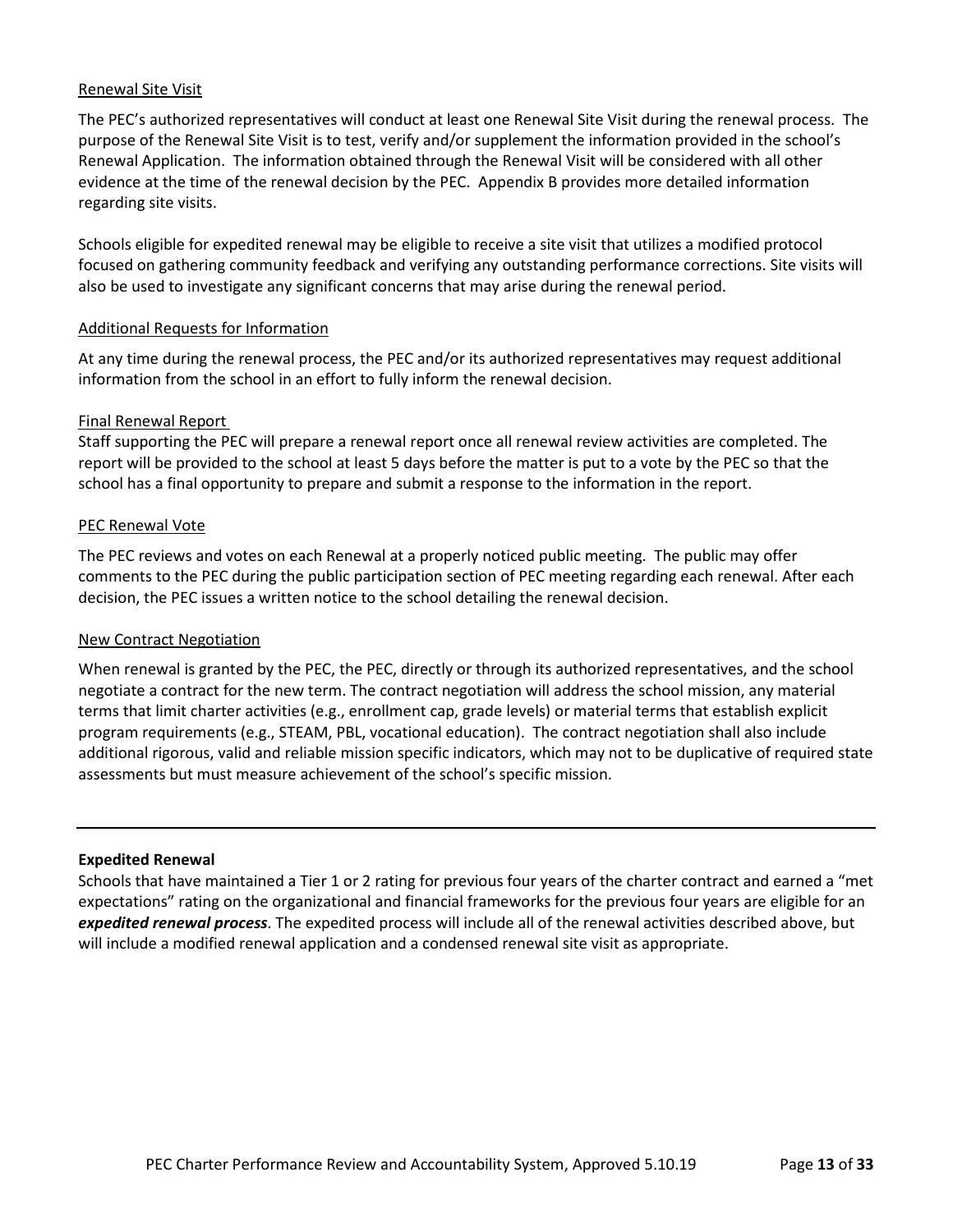Renewal Site Visit

The PEC's authorized representatives will conduct at least one Renewal Site Visit during the renewal process. The purpose of the Renewal Site Visit is to test, verify and/or supplement the information provided in the school's Renewal Application. The information obtained through the Renewal Visit will be considered with all other evidence at the time of the renewal decision by the PEC. Appendix B provides more detailed information regarding site visits.

Schools eligible for expedited renewal may be eligible to receive a site visit that utilizes a modified protocol focused on gathering community feedback and verifying any outstanding performance corrections. Site visits will also be used to investigate any significant concerns that may arise during the renewal period.

Additional Requests for Information

At any time during the renewal process, the PEC and/or its authorized representatives may request additional information from the school in an effort to fully inform the renewal decision.

Final Renewal Report

Staff supporting the PEC will prepare a renewal report once all renewal review activities are completed. The report will be provided to the school at least 5 days before the matter is put to a vote by the PEC so that the school has a final opportunity to prepare and submit a response to the information in the report.

PEC Renewal Vote

The PEC reviews and votes on each Renewal at a properly noticed public meeting. The public may offer comments to the PEC during the public participation section of PEC meeting regarding each renewal. After each decision, the PEC issues a written notice to the school detailing the renewal decision.

New Contract Negotiation

When renewal is granted by the PEC, the PEC, directly or through its authorized representatives, and the school negotiate a contract for the new term. The contract negotiation will address the school mission, any material terms that limit charter activities (e.g., enrollment cap, grade levels) or material terms that establish explicit program requirements (e.g., STEAM, PBL, vocational education). The contract negotiation shall also include additional rigorous, valid and reliable mission specific indicators, which may not to be duplicative of required state assessments but must measure achievement of the school's specific mission.

---

**Expedited Renewal**

Schools that have maintained a Tier 1 or 2 rating for previous four years of the charter contract and earned a "met expectations" rating on the organizational and financial frameworks for the previous four years are eligible for an ***expedited renewal process***. The expedited process will include all of the renewal activities described above, but will include a modified renewal application and a condensed renewal site visit as appropriate.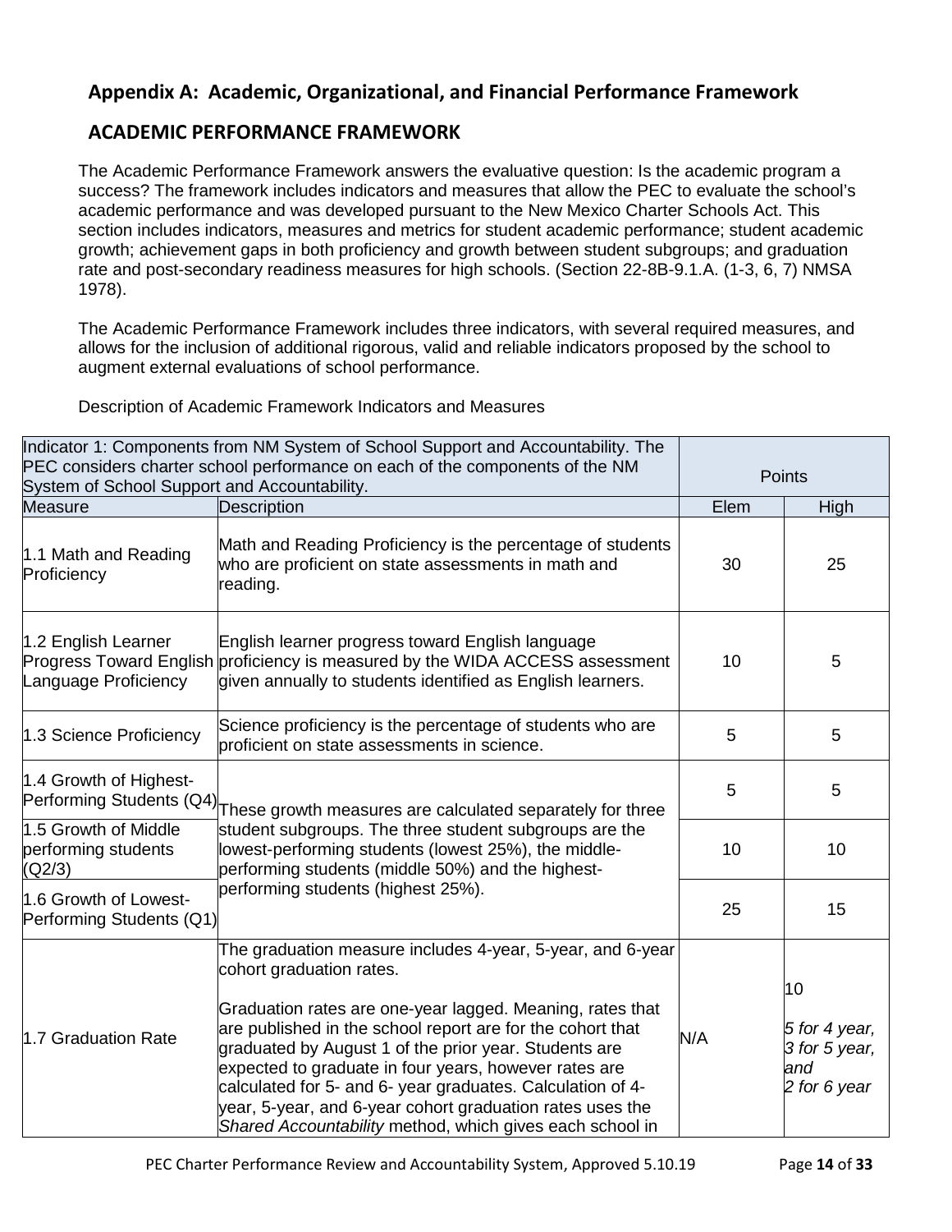## Appendix A: Academic, Organizational, and Financial Performance Framework

## ACADEMIC PERFORMANCE FRAMEWORK

The Academic Performance Framework answers the evaluative question: Is the academic program a success? The framework includes indicators and measures that allow the PEC to evaluate the school's academic performance and was developed pursuant to the New Mexico Charter Schools Act. This section includes indicators, measures and metrics for student academic performance; student academic growth; achievement gaps in both proficiency and growth between student subgroups; and graduation rate and post-secondary readiness measures for high schools. (Section 22-8B-9.1.A. (1-3, 6, 7) NMSA 1978).

The Academic Performance Framework includes three indicators, with several required measures, and allows for the inclusion of additional rigorous, valid and reliable indicators proposed by the school to augment external evaluations of school performance.

Description of Academic Framework Indicators and Measures

| Indicator 1: Components from NM System of School Support and Accountability. The PEC considers charter school performance on each of the components of the NM System of School Support and Accountability. | | Points | |
|---|---|---|---|
| Measure | Description | Elem | High |
| 1.1 Math and Reading Proficiency | Math and Reading Proficiency is the percentage of students who are proficient on state assessments in math and reading. | 30 | 25 |
| 1.2 English Learner Progress Toward English Language Proficiency | English learner progress toward English language proficiency is measured by the WIDA ACCESS assessment given annually to students identified as English learners. | 10 | 5 |
| 1.3 Science Proficiency | Science proficiency is the percentage of students who are proficient on state assessments in science. | 5 | 5 |
| 1.4 Growth of Highest-Performing Students (Q4) | These growth measures are calculated separately for three student subgroups. The three student subgroups are the lowest-performing students (lowest 25%), the middle-performing students (middle 50%) and the highest-performing students (highest 25%). | 5 | 5 |
| 1.5 Growth of Middle performing students (Q2/3) | | 10 | 10 |
| 1.6 Growth of Lowest-Performing Students (Q1) | | 25 | 15 |
| 1.7 Graduation Rate | The graduation measure includes 4-year, 5-year, and 6-year cohort graduation rates.<br><br>Graduation rates are one-year lagged. Meaning, rates that are published in the school report are for the cohort that graduated by August 1 of the prior year. Students are expected to graduate in four years, however rates are calculated for 5- and 6- year graduates. Calculation of 4-year, 5-year, and 6-year cohort graduation rates uses the *Shared Accountability* method, which gives each school in | N/A | 10<br><br>*5 for 4 year, 3 for 5 year, and 2 for 6 year* |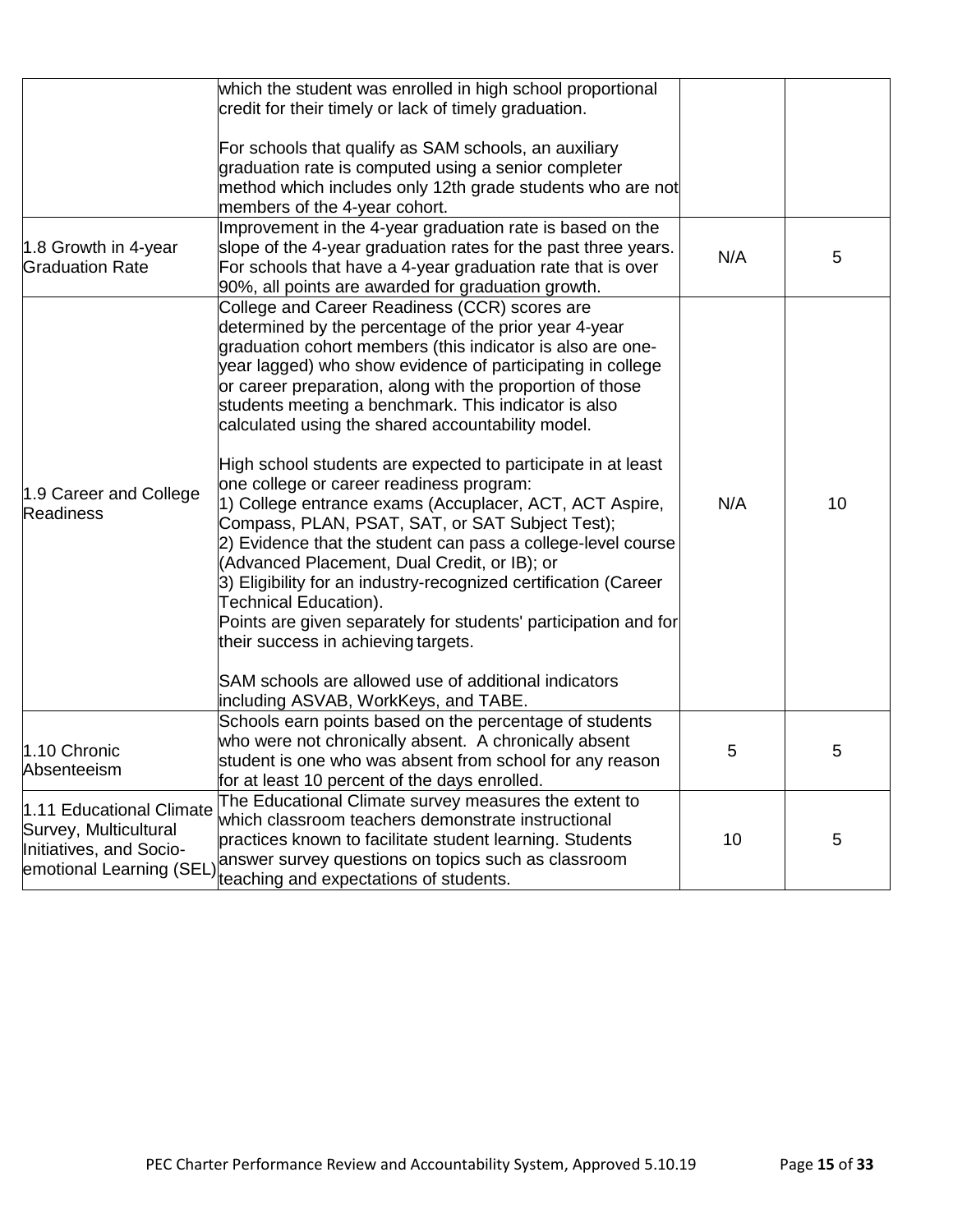| | | | |
|---|---|---|---|
| | which the student was enrolled in high school proportional credit for their timely or lack of timely graduation.<br><br>For schools that qualify as SAM schools, an auxiliary graduation rate is computed using a senior completer method which includes only 12th grade students who are not members of the 4-year cohort. | | |
| 1.8 Growth in 4-year Graduation Rate | Improvement in the 4-year graduation rate is based on the slope of the 4-year graduation rates for the past three years. For schools that have a 4-year graduation rate that is over 90%, all points are awarded for graduation growth. | N/A | 5 |
| 1.9 Career and College Readiness | College and Career Readiness (CCR) scores are determined by the percentage of the prior year 4-year graduation cohort members (this indicator is also are one-year lagged) who show evidence of participating in college or career preparation, along with the proportion of those students meeting a benchmark. This indicator is also calculated using the shared accountability model.<br><br>High school students are expected to participate in at least one college or career readiness program:<br>1) College entrance exams (Accuplacer, ACT, ACT Aspire, Compass, PLAN, PSAT, SAT, or SAT Subject Test);<br>2) Evidence that the student can pass a college-level course (Advanced Placement, Dual Credit, or IB); or<br>3) Eligibility for an industry-recognized certification (Career Technical Education).<br>Points are given separately for students' participation and for their success in achieving targets.<br><br>SAM schools are allowed use of additional indicators including ASVAB, WorkKeys, and TABE. | N/A | 10 |
| 1.10 Chronic Absenteeism | Schools earn points based on the percentage of students who were not chronically absent. A chronically absent student is one who was absent from school for any reason for at least 10 percent of the days enrolled. | 5 | 5 |
| 1.11 Educational Climate Survey, Multicultural Initiatives, and Socio-emotional Learning (SEL) | The Educational Climate survey measures the extent to which classroom teachers demonstrate instructional practices known to facilitate student learning. Students answer survey questions on topics such as classroom teaching and expectations of students. | 10 | 5 |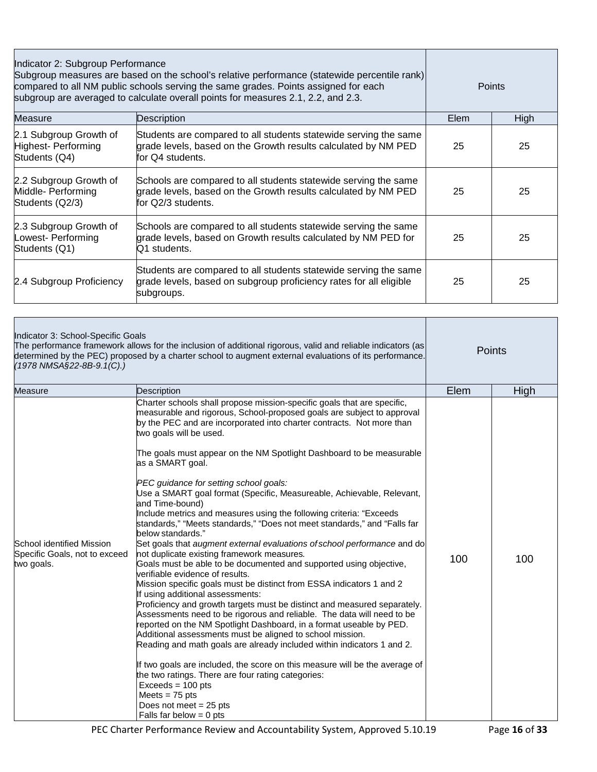| Indicator 2: Subgroup Performance<br>Subgroup measures are based on the school's relative performance (statewide percentile rank) compared to all NM public schools serving the same grades. Points assigned for each subgroup are averaged to calculate overall points for measures 2.1, 2.2, and 2.3. | | Points | |
|---|---|---|---|
| Measure | Description | Elem | High |
| 2.1 Subgroup Growth of Highest- Performing Students (Q4) | Students are compared to all students statewide serving the same grade levels, based on the Growth results calculated by NM PED for Q4 students. | 25 | 25 |
| 2.2 Subgroup Growth of Middle- Performing Students (Q2/3) | Schools are compared to all students statewide serving the same grade levels, based on the Growth results calculated by NM PED for Q2/3 students. | 25 | 25 |
| 2.3 Subgroup Growth of Lowest- Performing Students (Q1) | Schools are compared to all students statewide serving the same grade levels, based on Growth results calculated by NM PED for Q1 students. | 25 | 25 |
| 2.4 Subgroup Proficiency | Students are compared to all students statewide serving the same grade levels, based on subgroup proficiency rates for all eligible subgroups. | 25 | 25 |

| Indicator 3: School-Specific Goals<br>The performance framework allows for the inclusion of additional rigorous, valid and reliable indicators (as determined by the PEC) proposed by a charter school to augment external evaluations of its performance. *(1978 NMSA§22-8B-9.1(C).)* | | Points | |
|---|---|---|---|
| Measure | Description | Elem | High |
| School identified Mission Specific Goals, not to exceed two goals. | Charter schools shall propose mission-specific goals that are specific, measurable and rigorous, School-proposed goals are subject to approval by the PEC and are incorporated into charter contracts. Not more than two goals will be used.<br><br>The goals must appear on the NM Spotlight Dashboard to be measurable as a SMART goal.<br><br>*PEC guidance for setting school goals:*<br>Use a SMART goal format (Specific, Measureable, Achievable, Relevant, and Time-bound)<br>Include metrics and measures using the following criteria: "Exceeds standards," "Meets standards," "Does not meet standards," and "Falls far below standards."<br>Set goals that *augment external evaluations of school performance* and do not duplicate existing framework measures.<br>Goals must be able to be documented and supported using objective, verifiable evidence of results.<br>Mission specific goals must be distinct from ESSA indicators 1 and 2<br>If using additional assessments:<br>Proficiency and growth targets must be distinct and measured separately.<br>Assessments need to be rigorous and reliable. The data will need to be reported on the NM Spotlight Dashboard, in a format useable by PED.<br>Additional assessments must be aligned to school mission.<br>Reading and math goals are already included within indicators 1 and 2.<br><br>If two goals are included, the score on this measure will be the average of the two ratings. There are four rating categories:<br>Exceeds = 100 pts<br>Meets = 75 pts<br>Does not meet = 25 pts<br>Falls far below = 0 pts | 100 | 100 |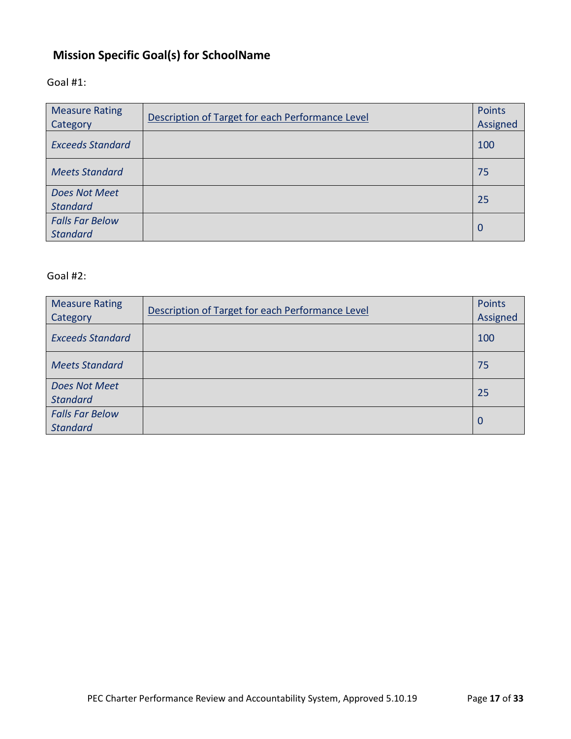## Mission Specific Goal(s) for SchoolName

Goal #1:

| Measure Rating Category | Description of Target for each Performance Level | Points Assigned |
|---|---|---|
| *Exceeds Standard* | | 100 |
| *Meets Standard* | | 75 |
| *Does Not Meet Standard* | | 25 |
| *Falls Far Below Standard* | | 0 |

Goal #2:

| Measure Rating Category | Description of Target for each Performance Level | Points Assigned |
|---|---|---|
| *Exceeds Standard* | | 100 |
| *Meets Standard* | | 75 |
| *Does Not Meet Standard* | | 25 |
| *Falls Far Below Standard* | | 0 |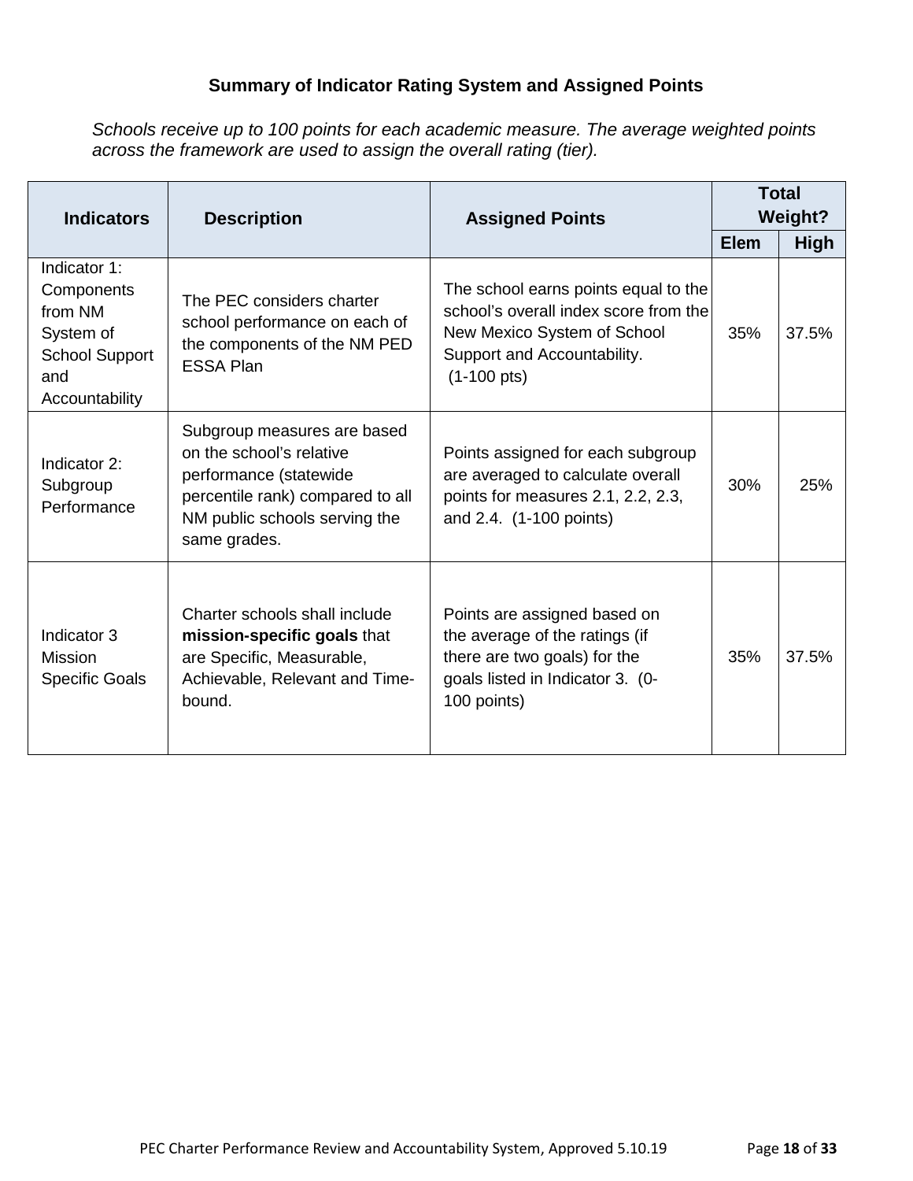### Summary of Indicator Rating System and Assigned Points

*Schools receive up to 100 points for each academic measure. The average weighted points across the framework are used to assign the overall rating (tier).*

| Indicators | Description | Assigned Points | Total Weight? | |
|---|---|---|---|---|
| | | | **Elem** | **High** |
| Indicator 1: Components from NM System of School Support and Accountability | The PEC considers charter school performance on each of the components of the NM PED ESSA Plan | The school earns points equal to the school's overall index score from the New Mexico System of School Support and Accountability. (1-100 pts) | 35% | 37.5% |
| Indicator 2: Subgroup Performance | Subgroup measures are based on the school's relative performance (statewide percentile rank) compared to all NM public schools serving the same grades. | Points assigned for each subgroup are averaged to calculate overall points for measures 2.1, 2.2, 2.3, and 2.4. (1-100 points) | 30% | 25% |
| Indicator 3 Mission Specific Goals | Charter schools shall include **mission-specific goals** that are Specific, Measurable, Achievable, Relevant and Time-bound. | Points are assigned based on the average of the ratings (if there are two goals) for the goals listed in Indicator 3. (0-100 points) | 35% | 37.5% |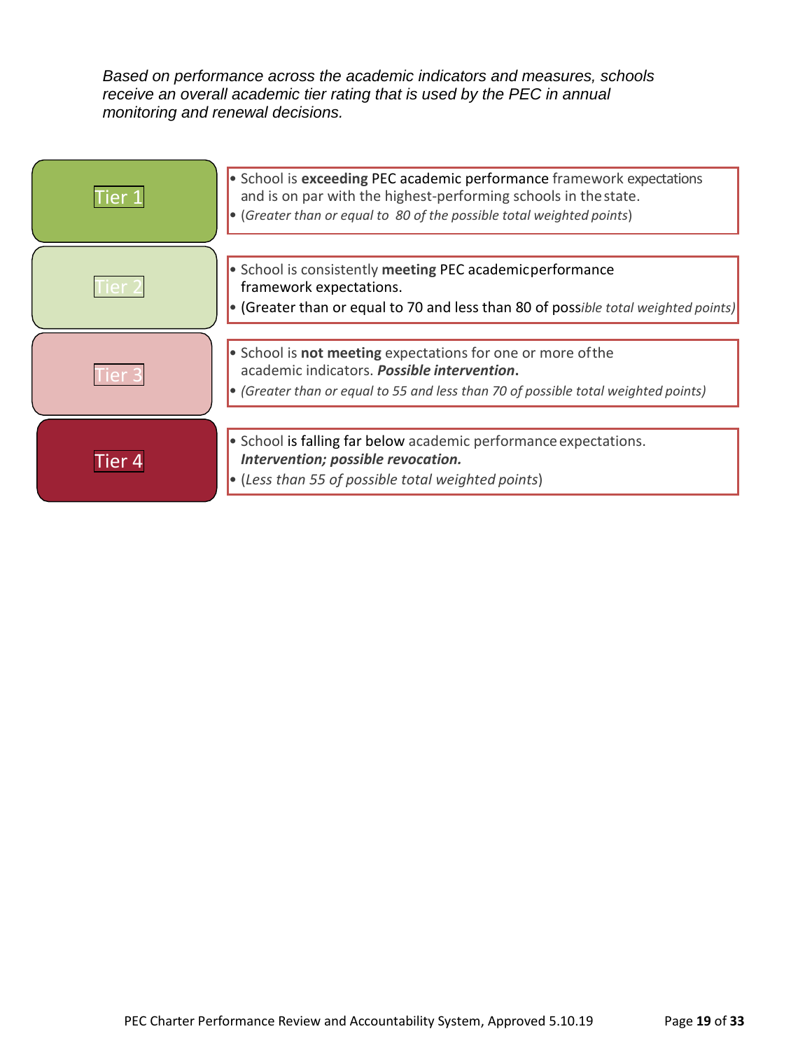*Based on performance across the academic indicators and measures, schools receive an overall academic tier rating that is used by the PEC in annual monitoring and renewal decisions.*

| Tier | Description |
| --- | --- |
| Tier 1 | • School is **exceeding** PEC academic performance framework expectations and is on par with the highest-performing schools in the state.<br>• (*Greater than or equal to 80 of the possible total weighted points*) |
| Tier 2 | • School is consistently **meeting** PEC academic performance framework expectations.<br>• (Greater than or equal to 70 and less than 80 of poss*ible total weighted points)* |
| Tier 3 | • School is **not meeting** expectations for one or more of the academic indicators. ***Possible intervention*.**<br>• *(Greater than or equal to 55 and less than 70 of possible total weighted points)* |
| Tier 4 | • School is falling far below academic performance expectations. ***Intervention; possible revocation.***<br>• (*Less than 55 of possible total weighted points*) |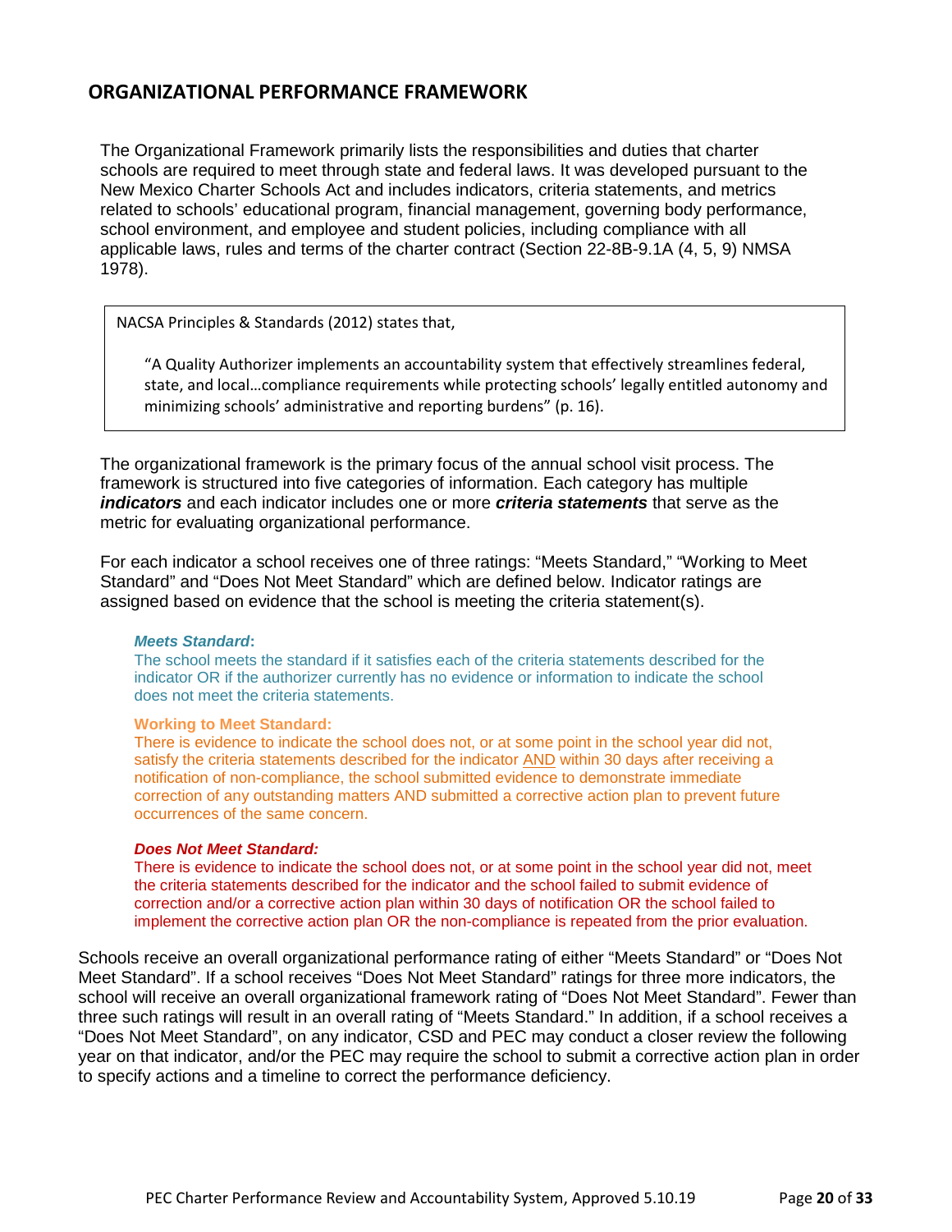## ORGANIZATIONAL PERFORMANCE FRAMEWORK

The Organizational Framework primarily lists the responsibilities and duties that charter schools are required to meet through state and federal laws. It was developed pursuant to the New Mexico Charter Schools Act and includes indicators, criteria statements, and metrics related to schools' educational program, financial management, governing body performance, school environment, and employee and student policies, including compliance with all applicable laws, rules and terms of the charter contract (Section 22-8B-9.1A (4, 5, 9) NMSA 1978).

> NACSA Principles & Standards (2012) states that,
>
> "A Quality Authorizer implements an accountability system that effectively streamlines federal, state, and local…compliance requirements while protecting schools' legally entitled autonomy and minimizing schools' administrative and reporting burdens" (p. 16).

The organizational framework is the primary focus of the annual school visit process. The framework is structured into five categories of information. Each category has multiple ***indicators*** and each indicator includes one or more ***criteria statements*** that serve as the metric for evaluating organizational performance.

For each indicator a school receives one of three ratings: "Meets Standard," "Working to Meet Standard" and "Does Not Meet Standard" which are defined below. Indicator ratings are assigned based on evidence that the school is meeting the criteria statement(s).

***Meets Standard*:**
The school meets the standard if it satisfies each of the criteria statements described for the indicator OR if the authorizer currently has no evidence or information to indicate the school does not meet the criteria statements.

**Working to Meet Standard:**
There is evidence to indicate the school does not, or at some point in the school year did not, satisfy the criteria statements described for the indicator AND within 30 days after receiving a notification of non-compliance, the school submitted evidence to demonstrate immediate correction of any outstanding matters AND submitted a corrective action plan to prevent future occurrences of the same concern.

***Does Not Meet Standard:***
There is evidence to indicate the school does not, or at some point in the school year did not, meet the criteria statements described for the indicator and the school failed to submit evidence of correction and/or a corrective action plan within 30 days of notification OR the school failed to implement the corrective action plan OR the non-compliance is repeated from the prior evaluation.

Schools receive an overall organizational performance rating of either "Meets Standard" or "Does Not Meet Standard". If a school receives "Does Not Meet Standard" ratings for three more indicators, the school will receive an overall organizational framework rating of "Does Not Meet Standard". Fewer than three such ratings will result in an overall rating of "Meets Standard." In addition, if a school receives a "Does Not Meet Standard", on any indicator, CSD and PEC may conduct a closer review the following year on that indicator, and/or the PEC may require the school to submit a corrective action plan in order to specify actions and a timeline to correct the performance deficiency.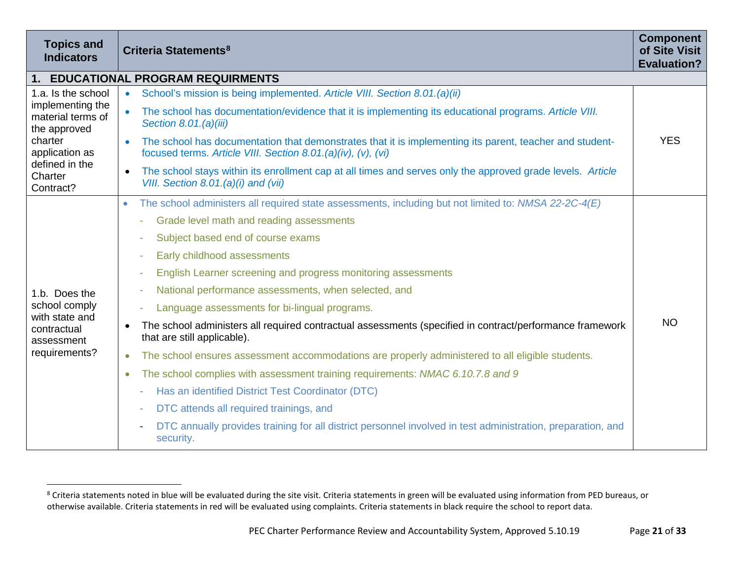| Topics and Indicators | Criteria Statements[8] | Component of Site Visit Evaluation? |
|---|---|---|
| **1. EDUCATIONAL PROGRAM REQUIRMENTS** | | |
| 1.a. Is the school implementing the material terms of the approved charter application as defined in the Charter Contract? | • School's mission is being implemented. *Article VIII. Section 8.01.(a)(ii)*<br>• The school has documentation/evidence that it is implementing its educational programs. *Article VIII. Section 8.01.(a)(iii)*<br>• The school has documentation that demonstrates that it is implementing its parent, teacher and student-focused terms. *Article VIII. Section 8.01.(a)(iv), (v), (vi)*<br>• The school stays within its enrollment cap at all times and serves only the approved grade levels. *Article VIII. Section 8.01.(a)(i) and (vii)* | YES |
| 1.b. Does the school comply with state and contractual assessment requirements? | • The school administers all required state assessments, including but not limited to: *NMSA 22-2C-4(E)*<br>- Grade level math and reading assessments<br>- Subject based end of course exams<br>- Early childhood assessments<br>- English Learner screening and progress monitoring assessments<br>- National performance assessments, when selected, and<br>- Language assessments for bi-lingual programs.<br>• The school administers all required contractual assessments (specified in contract/performance framework that are still applicable).<br>• The school ensures assessment accommodations are properly administered to all eligible students.<br>• The school complies with assessment training requirements: *NMAC 6.10.7.8 and 9*<br>- Has an identified District Test Coordinator (DTC)<br>- DTC attends all required trainings, and<br>- DTC annually provides training for all district personnel involved in test administration, preparation, and security. | NO |

[8] Criteria statements noted in blue will be evaluated during the site visit. Criteria statements in green will be evaluated using information from PED bureaus, or otherwise available. Criteria statements in red will be evaluated using complaints. Criteria statements in black require the school to report data.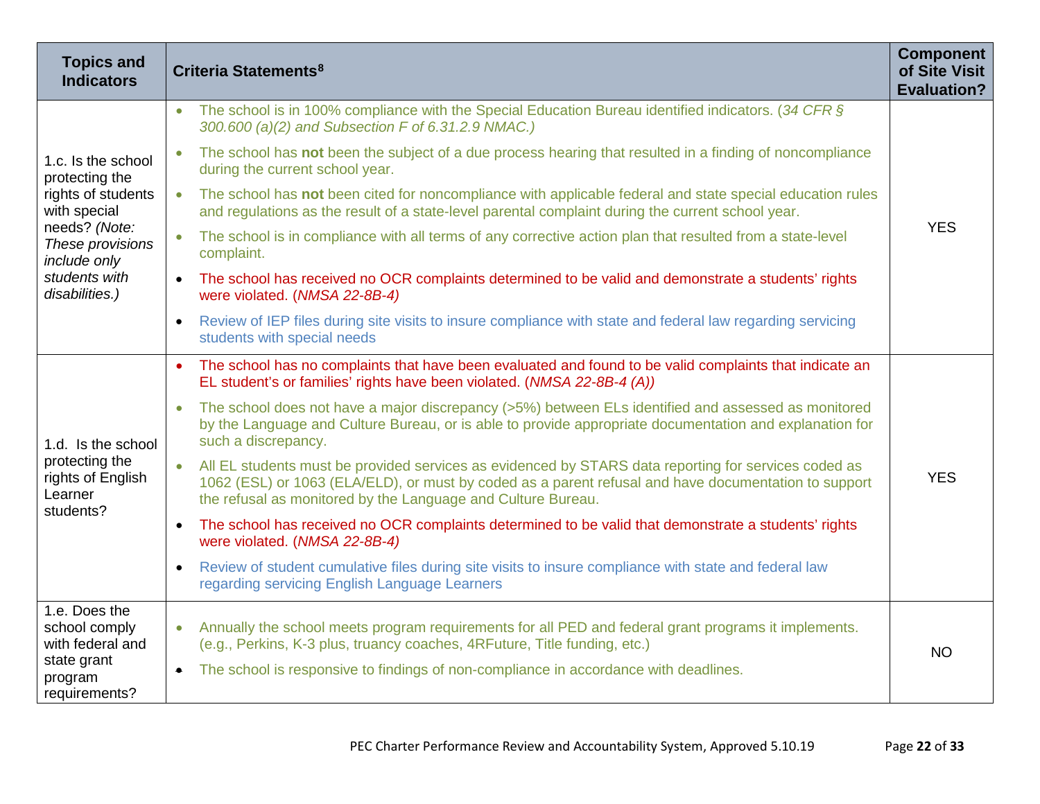| Topics and Indicators | Criteria Statements[8] | Component of Site Visit Evaluation? |
|---|---|---|
| 1.c. Is the school protecting the rights of students with special needs? *(Note: These provisions include only students with disabilities.)* | • The school is in 100% compliance with the Special Education Bureau identified indicators. (*34 CFR § 300.600 (a)(2) and Subsection F of 6.31.2.9 NMAC.)*<br>• The school has **not** been the subject of a due process hearing that resulted in a finding of noncompliance during the current school year.<br>• The school has **not** been cited for noncompliance with applicable federal and state special education rules and regulations as the result of a state-level parental complaint during the current school year.<br>• The school is in compliance with all terms of any corrective action plan that resulted from a state-level complaint.<br>• The school has received no OCR complaints determined to be valid and demonstrate a students' rights were violated. (*NMSA 22-8B-4)*<br>• Review of IEP files during site visits to insure compliance with state and federal law regarding servicing students with special needs | YES |
| 1.d. Is the school protecting the rights of English Learner students? | • The school has no complaints that have been evaluated and found to be valid complaints that indicate an EL student's or families' rights have been violated. (*NMSA 22-8B-4 (A))*<br>• The school does not have a major discrepancy (>5%) between ELs identified and assessed as monitored by the Language and Culture Bureau, or is able to provide appropriate documentation and explanation for such a discrepancy.<br>• All EL students must be provided services as evidenced by STARS data reporting for services coded as 1062 (ESL) or 1063 (ELA/ELD), or must by coded as a parent refusal and have documentation to support the refusal as monitored by the Language and Culture Bureau.<br>• The school has received no OCR complaints determined to be valid that demonstrate a students' rights were violated. (*NMSA 22-8B-4)*<br>• Review of student cumulative files during site visits to insure compliance with state and federal law regarding servicing English Language Learners | YES |
| 1.e. Does the school comply with federal and state grant program requirements? | • Annually the school meets program requirements for all PED and federal grant programs it implements. (e.g., Perkins, K-3 plus, truancy coaches, 4RFuture, Title funding, etc.)<br>• The school is responsive to findings of non-compliance in accordance with deadlines. | NO |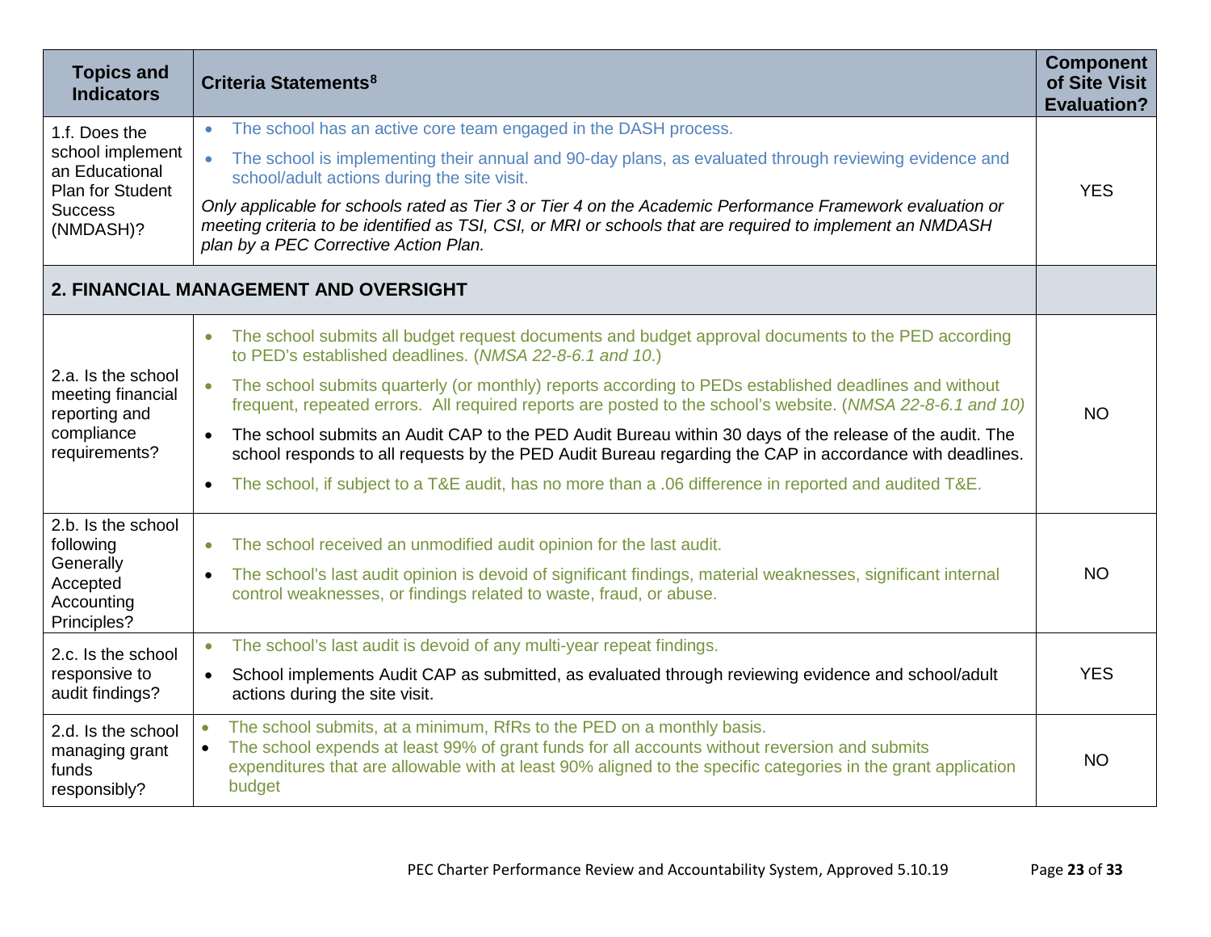| Topics and Indicators | Criteria Statements[8] | Component of Site Visit Evaluation? |
|---|---|---|
| 1.f. Does the school implement an Educational Plan for Student Success (NMDASH)? | • The school has an active core team engaged in the DASH process.<br>• The school is implementing their annual and 90-day plans, as evaluated through reviewing evidence and school/adult actions during the site visit.<br>*Only applicable for schools rated as Tier 3 or Tier 4 on the Academic Performance Framework evaluation or meeting criteria to be identified as TSI, CSI, or MRI or schools that are required to implement an NMDASH plan by a PEC Corrective Action Plan.* | YES |
| **2. FINANCIAL MANAGEMENT AND OVERSIGHT** | | |
| 2.a. Is the school meeting financial reporting and compliance requirements? | • The school submits all budget request documents and budget approval documents to the PED according to PED's established deadlines. (*NMSA 22-8-6.1 and 10.*)<br>• The school submits quarterly (or monthly) reports according to PEDs established deadlines and without frequent, repeated errors. All required reports are posted to the school's website. (*NMSA 22-8-6.1 and 10)*<br>• The school submits an Audit CAP to the PED Audit Bureau within 30 days of the release of the audit. The school responds to all requests by the PED Audit Bureau regarding the CAP in accordance with deadlines.<br>• The school, if subject to a T&E audit, has no more than a .06 difference in reported and audited T&E. | NO |
| 2.b. Is the school following Generally Accepted Accounting Principles? | • The school received an unmodified audit opinion for the last audit.<br>• The school's last audit opinion is devoid of significant findings, material weaknesses, significant internal control weaknesses, or findings related to waste, fraud, or abuse. | NO |
| 2.c. Is the school responsive to audit findings? | • The school's last audit is devoid of any multi-year repeat findings.<br>• School implements Audit CAP as submitted, as evaluated through reviewing evidence and school/adult actions during the site visit. | YES |
| 2.d. Is the school managing grant funds responsibly? | • The school submits, at a minimum, RfRs to the PED on a monthly basis.<br>• The school expends at least 99% of grant funds for all accounts without reversion and submits expenditures that are allowable with at least 90% aligned to the specific categories in the grant application budget | NO |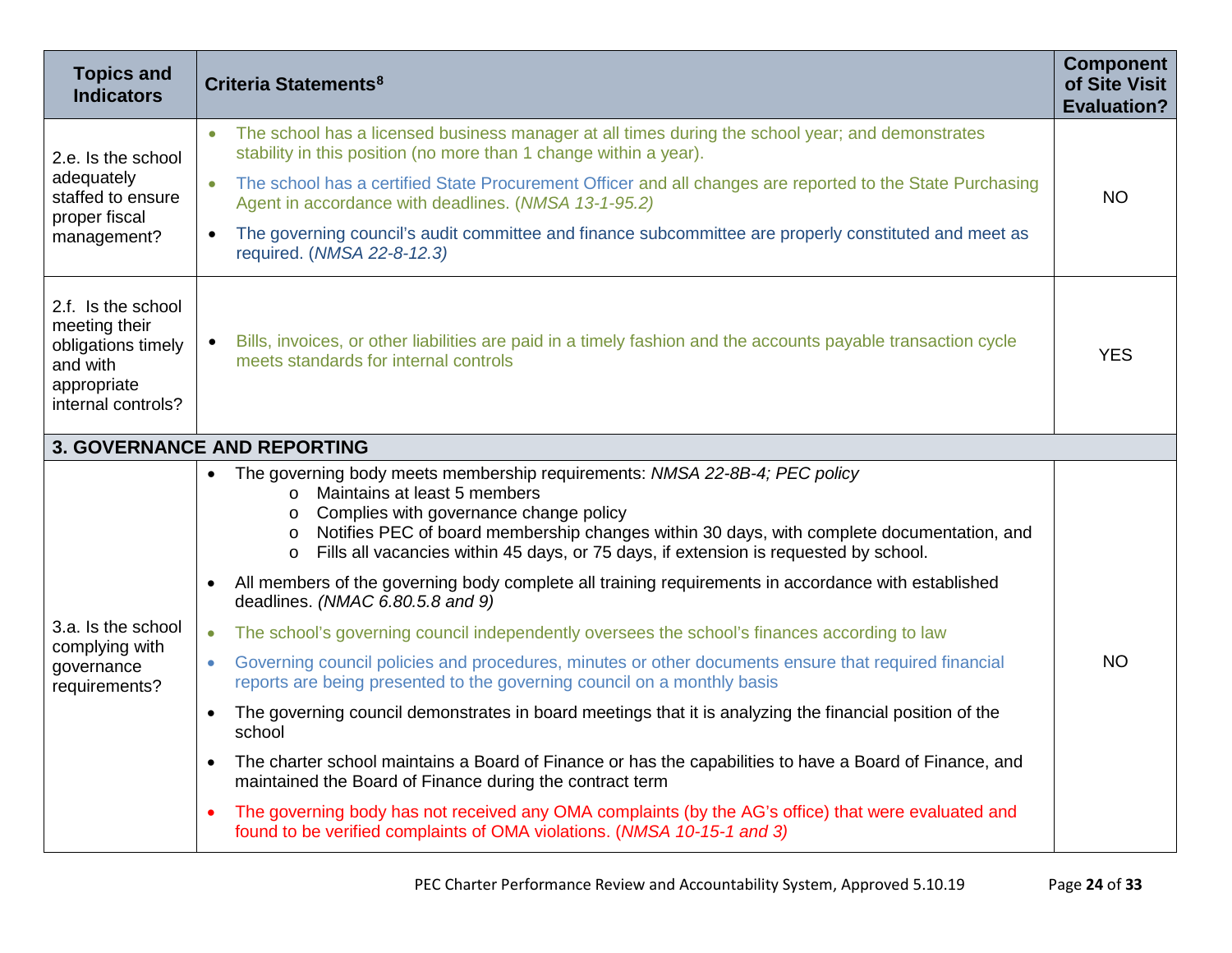| Topics and Indicators | Criteria Statements[8] | Component of Site Visit Evaluation? |
|---|---|---|
| 2.e. Is the school adequately staffed to ensure proper fiscal management? | • The school has a licensed business manager at all times during the school year; and demonstrates stability in this position (no more than 1 change within a year).<br>• The school has a certified State Procurement Officer and all changes are reported to the State Purchasing Agent in accordance with deadlines. (*NMSA 13-1-95.2)*<br>• The governing council's audit committee and finance subcommittee are properly constituted and meet as required. (*NMSA 22-8-12.3)* | NO |
| 2.f. Is the school meeting their obligations timely and with appropriate internal controls? | • Bills, invoices, or other liabilities are paid in a timely fashion and the accounts payable transaction cycle meets standards for internal controls | YES |
| **3. GOVERNANCE AND REPORTING** | | |
| 3.a. Is the school complying with governance requirements? | • The governing body meets membership requirements: *NMSA 22-8B-4; PEC policy*<br>&nbsp;&nbsp;&nbsp;&nbsp;o Maintains at least 5 members<br>&nbsp;&nbsp;&nbsp;&nbsp;o Complies with governance change policy<br>&nbsp;&nbsp;&nbsp;&nbsp;o Notifies PEC of board membership changes within 30 days, with complete documentation, and<br>&nbsp;&nbsp;&nbsp;&nbsp;o Fills all vacancies within 45 days, or 75 days, if extension is requested by school.<br>• All members of the governing body complete all training requirements in accordance with established deadlines. *(NMAC 6.80.5.8 and 9)*<br>• The school's governing council independently oversees the school's finances according to law<br>• Governing council policies and procedures, minutes or other documents ensure that required financial reports are being presented to the governing council on a monthly basis<br>• The governing council demonstrates in board meetings that it is analyzing the financial position of the school<br>• The charter school maintains a Board of Finance or has the capabilities to have a Board of Finance, and maintained the Board of Finance during the contract term<br>• The governing body has not received any OMA complaints (by the AG's office) that were evaluated and found to be verified complaints of OMA violations. (*NMSA 10-15-1 and 3)* | NO |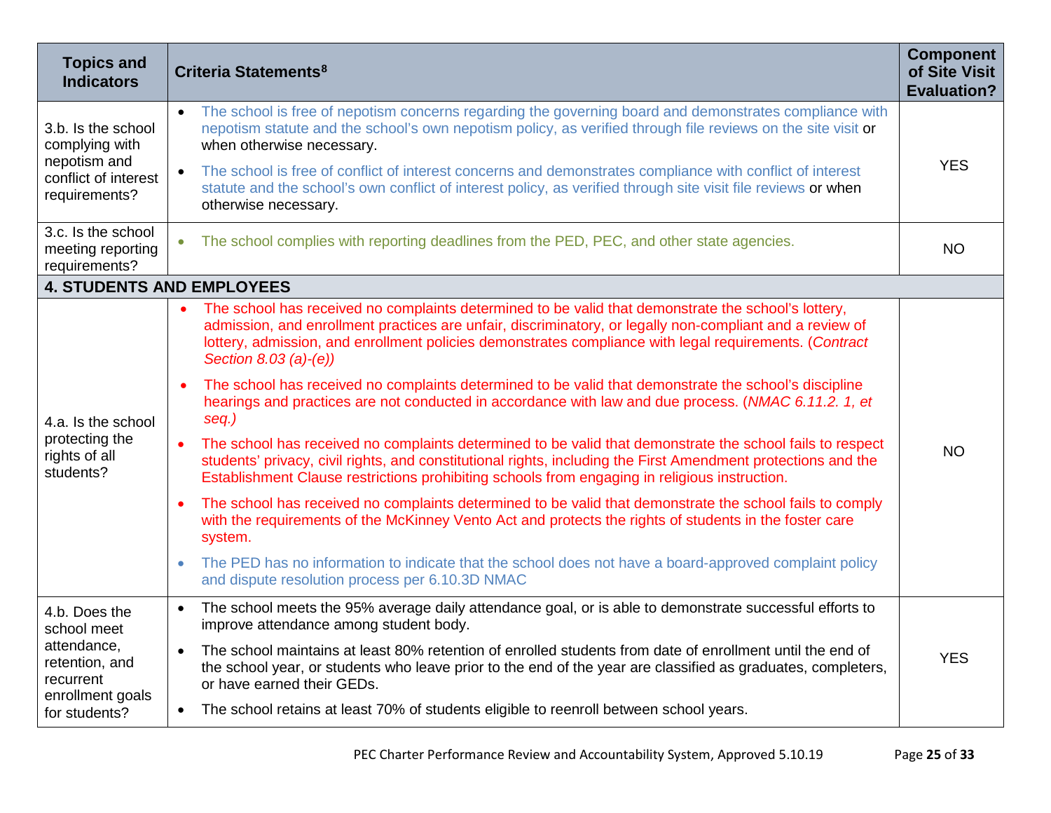| Topics and Indicators | Criteria Statements[8] | Component of Site Visit Evaluation? |
|---|---|---|
| 3.b. Is the school complying with nepotism and conflict of interest requirements? | • The school is free of nepotism concerns regarding the governing board and demonstrates compliance with nepotism statute and the school's own nepotism policy, as verified through file reviews on the site visit or when otherwise necessary.<br>• The school is free of conflict of interest concerns and demonstrates compliance with conflict of interest statute and the school's own conflict of interest policy, as verified through site visit file reviews or when otherwise necessary. | YES |
| 3.c. Is the school meeting reporting requirements? | • The school complies with reporting deadlines from the PED, PEC, and other state agencies. | NO |
| **4. STUDENTS AND EMPLOYEES** | | |
| 4.a. Is the school protecting the rights of all students? | • The school has received no complaints determined to be valid that demonstrate the school's lottery, admission, and enrollment practices are unfair, discriminatory, or legally non-compliant and a review of lottery, admission, and enrollment policies demonstrates compliance with legal requirements. (*Contract Section 8.03 (a)-(e))*<br>• The school has received no complaints determined to be valid that demonstrate the school's discipline hearings and practices are not conducted in accordance with law and due process. (*NMAC 6.11.2. 1, et seq.)*<br>• The school has received no complaints determined to be valid that demonstrate the school fails to respect students' privacy, civil rights, and constitutional rights, including the First Amendment protections and the Establishment Clause restrictions prohibiting schools from engaging in religious instruction.<br>• The school has received no complaints determined to be valid that demonstrate the school fails to comply with the requirements of the McKinney Vento Act and protects the rights of students in the foster care system.<br>• The PED has no information to indicate that the school does not have a board-approved complaint policy and dispute resolution process per 6.10.3D NMAC | NO |
| 4.b. Does the school meet attendance, retention, and recurrent enrollment goals for students? | • The school meets the 95% average daily attendance goal, or is able to demonstrate successful efforts to improve attendance among student body.<br>• The school maintains at least 80% retention of enrolled students from date of enrollment until the end of the school year, or students who leave prior to the end of the year are classified as graduates, completers, or have earned their GEDs.<br>• The school retains at least 70% of students eligible to reenroll between school years. | YES |

PEC Charter Performance Review and Accountability System, Approved 5.10.19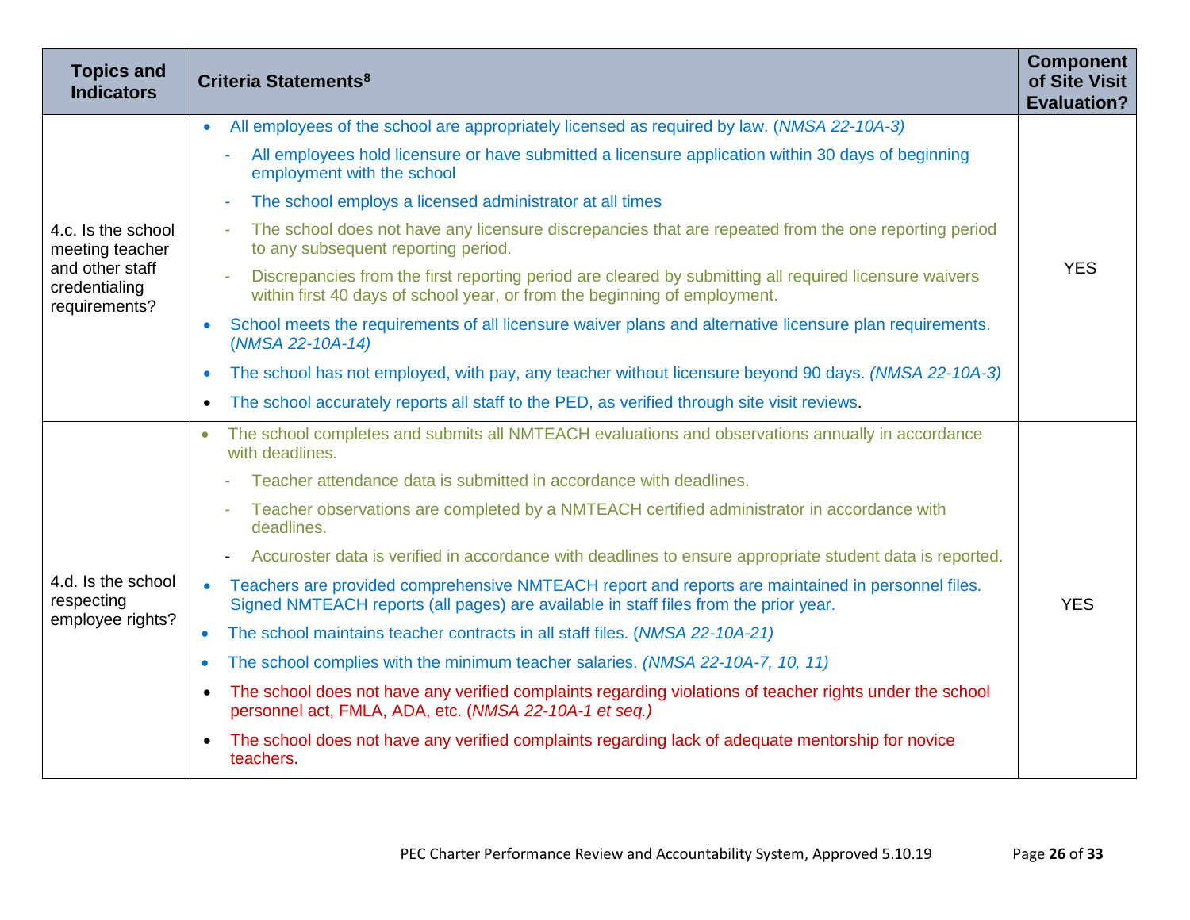| Topics and Indicators | Criteria Statements[8] | Component of Site Visit Evaluation? |
|---|---|---|
| 4.c. Is the school meeting teacher and other staff credentialing requirements? | • All employees of the school are appropriately licensed as required by law. (*NMSA 22-10A-3)*<br>- All employees hold licensure or have submitted a licensure application within 30 days of beginning employment with the school<br>- The school employs a licensed administrator at all times<br>- The school does not have any licensure discrepancies that are repeated from the one reporting period to any subsequent reporting period.<br>- Discrepancies from the first reporting period are cleared by submitting all required licensure waivers within first 40 days of school year, or from the beginning of employment.<br>• School meets the requirements of all licensure waiver plans and alternative licensure plan requirements. (*NMSA 22-10A-14)*<br>• The school has not employed, with pay, any teacher without licensure beyond 90 days. *(NMSA 22-10A-3)*<br>• The school accurately reports all staff to the PED, as verified through site visit reviews. | YES |
| 4.d. Is the school respecting employee rights? | • The school completes and submits all NMTEACH evaluations and observations annually in accordance with deadlines.<br>- Teacher attendance data is submitted in accordance with deadlines.<br>- Teacher observations are completed by a NMTEACH certified administrator in accordance with deadlines.<br>- Accuroster data is verified in accordance with deadlines to ensure appropriate student data is reported.<br>• Teachers are provided comprehensive NMTEACH report and reports are maintained in personnel files. Signed NMTEACH reports (all pages) are available in staff files from the prior year.<br>• The school maintains teacher contracts in all staff files. (*NMSA 22-10A-21)*<br>• The school complies with the minimum teacher salaries. *(NMSA 22-10A-7, 10, 11)*<br>• The school does not have any verified complaints regarding violations of teacher rights under the school personnel act, FMLA, ADA, etc. (*NMSA 22-10A-1 et seq.)*<br>• The school does not have any verified complaints regarding lack of adequate mentorship for novice teachers. | YES |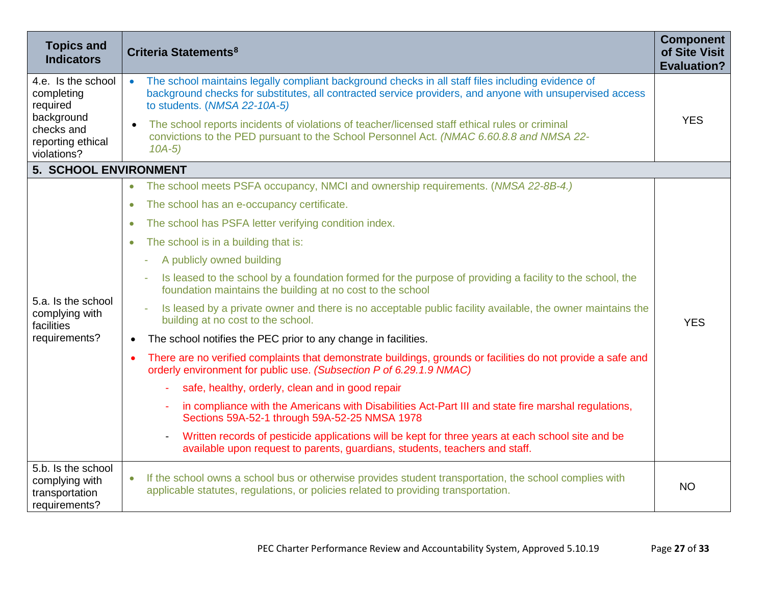| Topics and Indicators | Criteria Statements[8] | Component of Site Visit Evaluation? |
|---|---|---|
| 4.e. Is the school completing required background checks and reporting ethical violations? | • The school maintains legally compliant background checks in all staff files including evidence of background checks for substitutes, all contracted service providers, and anyone with unsupervised access to students. (*NMSA 22-10A-5)*<br>• The school reports incidents of violations of teacher/licensed staff ethical rules or criminal convictions to the PED pursuant to the School Personnel Act. *(NMAC 6.60.8.8 and NMSA 22-10A-5)* | YES |
| **5. SCHOOL ENVIRONMENT** | | |
| 5.a. Is the school complying with facilities requirements? | • The school meets PSFA occupancy, NMCI and ownership requirements. (*NMSA 22-8B-4.)*<br>• The school has an e-occupancy certificate.<br>• The school has PSFA letter verifying condition index.<br>• The school is in a building that is:<br>- A publicly owned building<br>- Is leased to the school by a foundation formed for the purpose of providing a facility to the school, the foundation maintains the building at no cost to the school<br>- Is leased by a private owner and there is no acceptable public facility available, the owner maintains the building at no cost to the school.<br>• The school notifies the PEC prior to any change in facilities.<br>• There are no verified complaints that demonstrate buildings, grounds or facilities do not provide a safe and orderly environment for public use. *(Subsection P of 6.29.1.9 NMAC)*<br>- safe, healthy, orderly, clean and in good repair<br>- in compliance with the Americans with Disabilities Act-Part III and state fire marshal regulations, Sections 59A-52-1 through 59A-52-25 NMSA 1978<br>- Written records of pesticide applications will be kept for three years at each school site and be available upon request to parents, guardians, students, teachers and staff. | YES |
| 5.b. Is the school complying with transportation requirements? | • If the school owns a school bus or otherwise provides student transportation, the school complies with applicable statutes, regulations, or policies related to providing transportation. | NO |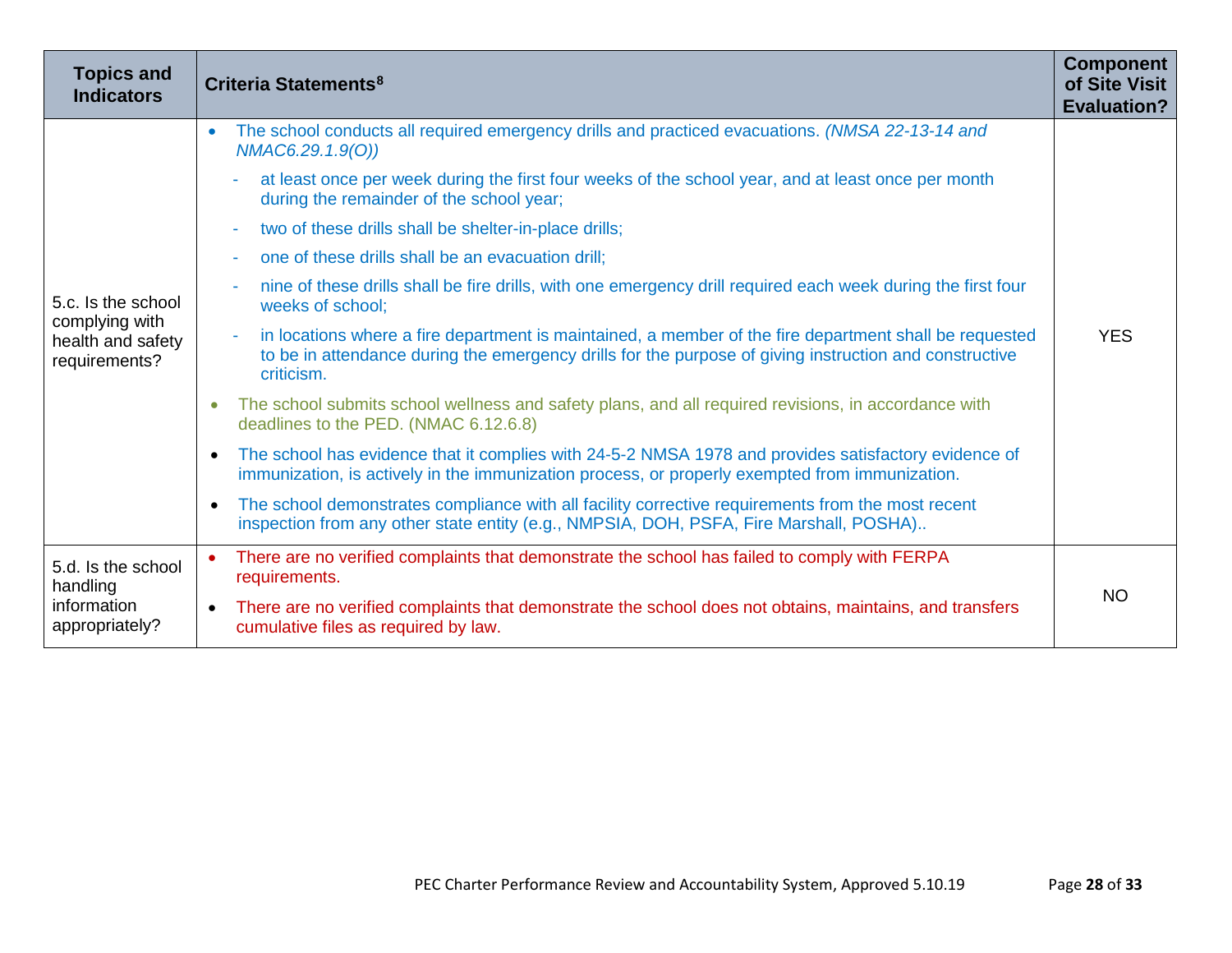| Topics and Indicators | Criteria Statements[8] | Component of Site Visit Evaluation? |
|---|---|---|
| 5.c. Is the school complying with health and safety requirements? | • The school conducts all required emergency drills and practiced evacuations. *(NMSA 22-13-14 and NMAC6.29.1.9(O))*<br>- at least once per week during the first four weeks of the school year, and at least once per month during the remainder of the school year;<br>- two of these drills shall be shelter-in-place drills;<br>- one of these drills shall be an evacuation drill;<br>- nine of these drills shall be fire drills, with one emergency drill required each week during the first four weeks of school;<br>- in locations where a fire department is maintained, a member of the fire department shall be requested to be in attendance during the emergency drills for the purpose of giving instruction and constructive criticism.<br>• The school submits school wellness and safety plans, and all required revisions, in accordance with deadlines to the PED. (NMAC 6.12.6.8)<br>• The school has evidence that it complies with 24-5-2 NMSA 1978 and provides satisfactory evidence of immunization, is actively in the immunization process, or properly exempted from immunization.<br>• The school demonstrates compliance with all facility corrective requirements from the most recent inspection from any other state entity (e.g., NMPSIA, DOH, PSFA, Fire Marshall, POSHA).. | YES |
| 5.d. Is the school handling information appropriately? | • There are no verified complaints that demonstrate the school has failed to comply with FERPA requirements.<br>• There are no verified complaints that demonstrate the school does not obtains, maintains, and transfers cumulative files as required by law. | NO |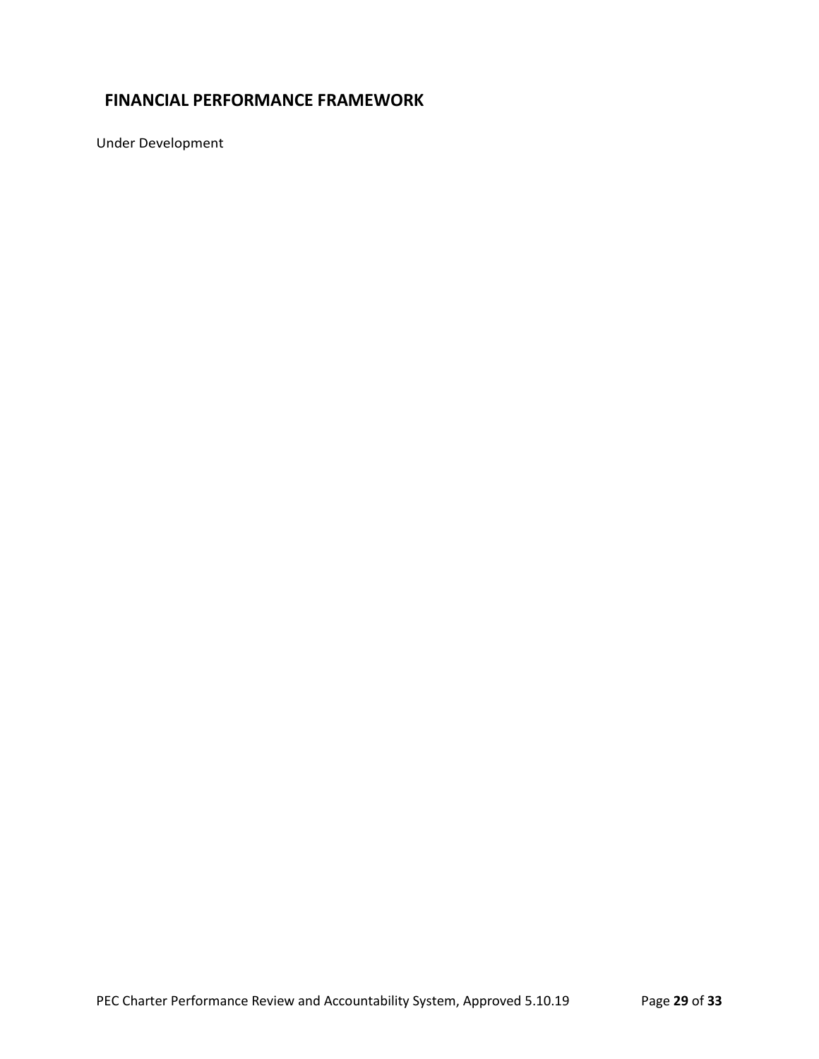## FINANCIAL PERFORMANCE FRAMEWORK

Under Development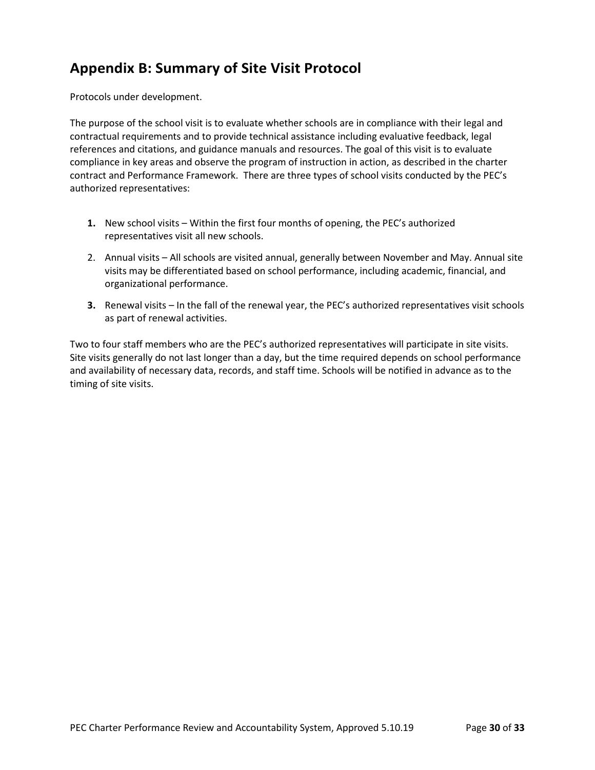## Appendix B: Summary of Site Visit Protocol

Protocols under development.

The purpose of the school visit is to evaluate whether schools are in compliance with their legal and contractual requirements and to provide technical assistance including evaluative feedback, legal references and citations, and guidance manuals and resources. The goal of this visit is to evaluate compliance in key areas and observe the program of instruction in action, as described in the charter contract and Performance Framework. There are three types of school visits conducted by the PEC's authorized representatives:

1. New school visits – Within the first four months of opening, the PEC's authorized representatives visit all new schools.
2. Annual visits – All schools are visited annual, generally between November and May. Annual site visits may be differentiated based on school performance, including academic, financial, and organizational performance.
3. Renewal visits – In the fall of the renewal year, the PEC's authorized representatives visit schools as part of renewal activities.

Two to four staff members who are the PEC's authorized representatives will participate in site visits. Site visits generally do not last longer than a day, but the time required depends on school performance and availability of necessary data, records, and staff time. Schools will be notified in advance as to the timing of site visits.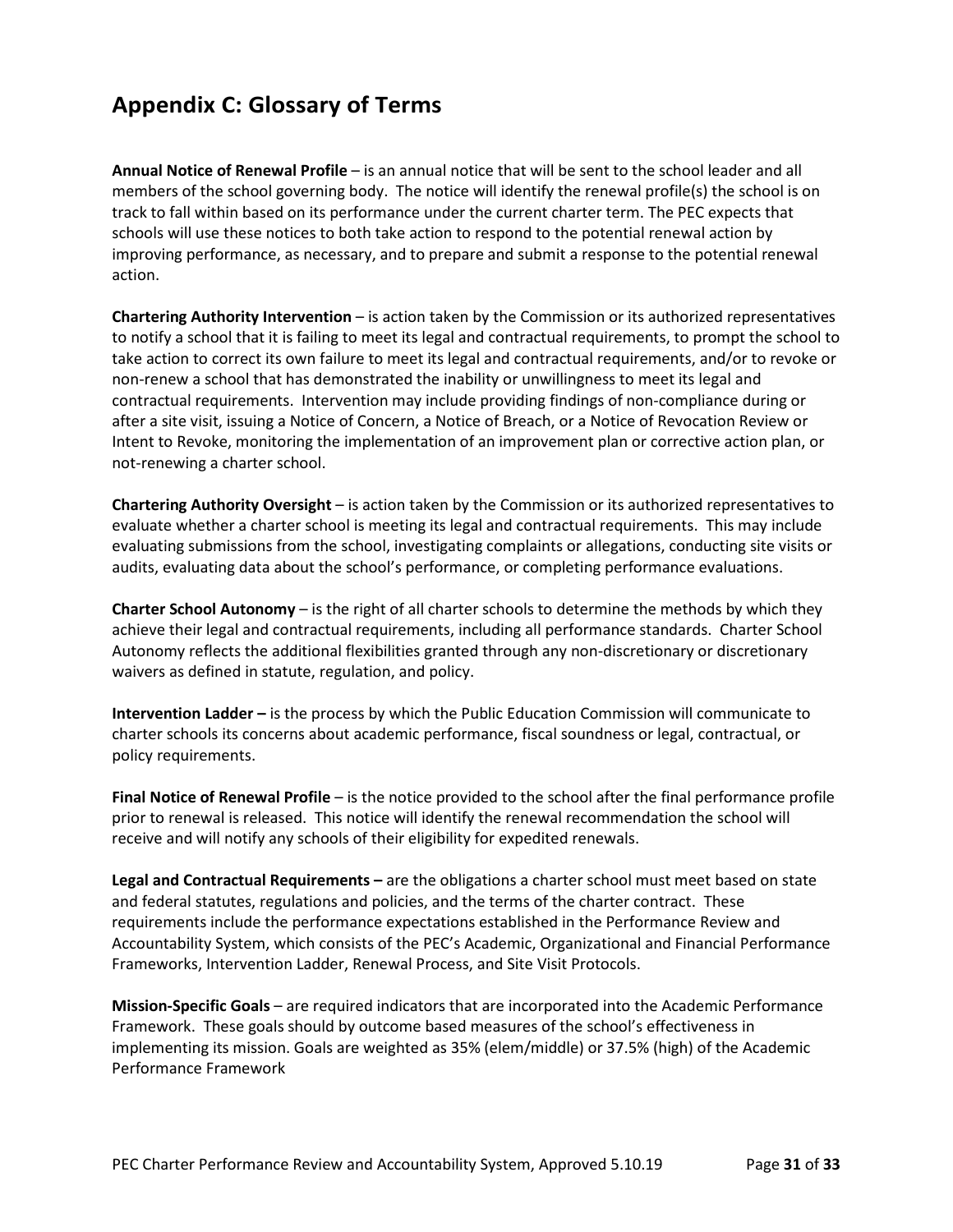## Appendix C: Glossary of Terms

**Annual Notice of Renewal Profile** – is an annual notice that will be sent to the school leader and all members of the school governing body. The notice will identify the renewal profile(s) the school is on track to fall within based on its performance under the current charter term. The PEC expects that schools will use these notices to both take action to respond to the potential renewal action by improving performance, as necessary, and to prepare and submit a response to the potential renewal action.

**Chartering Authority Intervention** – is action taken by the Commission or its authorized representatives to notify a school that it is failing to meet its legal and contractual requirements, to prompt the school to take action to correct its own failure to meet its legal and contractual requirements, and/or to revoke or non-renew a school that has demonstrated the inability or unwillingness to meet its legal and contractual requirements. Intervention may include providing findings of non-compliance during or after a site visit, issuing a Notice of Concern, a Notice of Breach, or a Notice of Revocation Review or Intent to Revoke, monitoring the implementation of an improvement plan or corrective action plan, or not-renewing a charter school.

**Chartering Authority Oversight** – is action taken by the Commission or its authorized representatives to evaluate whether a charter school is meeting its legal and contractual requirements. This may include evaluating submissions from the school, investigating complaints or allegations, conducting site visits or audits, evaluating data about the school's performance, or completing performance evaluations.

**Charter School Autonomy** – is the right of all charter schools to determine the methods by which they achieve their legal and contractual requirements, including all performance standards. Charter School Autonomy reflects the additional flexibilities granted through any non-discretionary or discretionary waivers as defined in statute, regulation, and policy.

**Intervention Ladder –** is the process by which the Public Education Commission will communicate to charter schools its concerns about academic performance, fiscal soundness or legal, contractual, or policy requirements.

**Final Notice of Renewal Profile** – is the notice provided to the school after the final performance profile prior to renewal is released. This notice will identify the renewal recommendation the school will receive and will notify any schools of their eligibility for expedited renewals.

**Legal and Contractual Requirements –** are the obligations a charter school must meet based on state and federal statutes, regulations and policies, and the terms of the charter contract. These requirements include the performance expectations established in the Performance Review and Accountability System, which consists of the PEC's Academic, Organizational and Financial Performance Frameworks, Intervention Ladder, Renewal Process, and Site Visit Protocols.

**Mission-Specific Goals** – are required indicators that are incorporated into the Academic Performance Framework. These goals should by outcome based measures of the school's effectiveness in implementing its mission. Goals are weighted as 35% (elem/middle) or 37.5% (high) of the Academic Performance Framework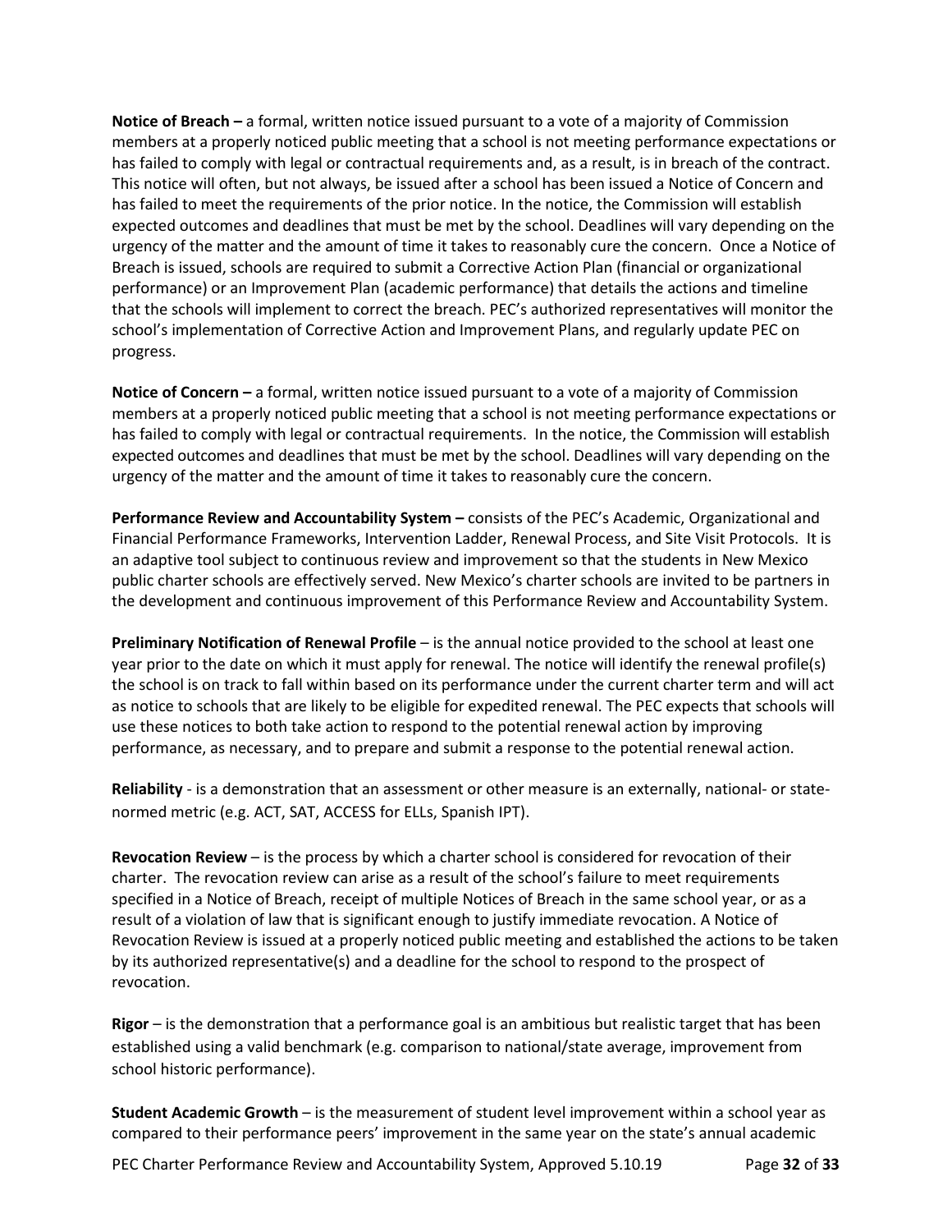**Notice of Breach –** a formal, written notice issued pursuant to a vote of a majority of Commission members at a properly noticed public meeting that a school is not meeting performance expectations or has failed to comply with legal or contractual requirements and, as a result, is in breach of the contract. This notice will often, but not always, be issued after a school has been issued a Notice of Concern and has failed to meet the requirements of the prior notice. In the notice, the Commission will establish expected outcomes and deadlines that must be met by the school. Deadlines will vary depending on the urgency of the matter and the amount of time it takes to reasonably cure the concern. Once a Notice of Breach is issued, schools are required to submit a Corrective Action Plan (financial or organizational performance) or an Improvement Plan (academic performance) that details the actions and timeline that the schools will implement to correct the breach. PEC's authorized representatives will monitor the school's implementation of Corrective Action and Improvement Plans, and regularly update PEC on progress.

**Notice of Concern –** a formal, written notice issued pursuant to a vote of a majority of Commission members at a properly noticed public meeting that a school is not meeting performance expectations or has failed to comply with legal or contractual requirements. In the notice, the Commission will establish expected outcomes and deadlines that must be met by the school. Deadlines will vary depending on the urgency of the matter and the amount of time it takes to reasonably cure the concern.

**Performance Review and Accountability System –** consists of the PEC's Academic, Organizational and Financial Performance Frameworks, Intervention Ladder, Renewal Process, and Site Visit Protocols. It is an adaptive tool subject to continuous review and improvement so that the students in New Mexico public charter schools are effectively served. New Mexico's charter schools are invited to be partners in the development and continuous improvement of this Performance Review and Accountability System.

**Preliminary Notification of Renewal Profile** – is the annual notice provided to the school at least one year prior to the date on which it must apply for renewal. The notice will identify the renewal profile(s) the school is on track to fall within based on its performance under the current charter term and will act as notice to schools that are likely to be eligible for expedited renewal. The PEC expects that schools will use these notices to both take action to respond to the potential renewal action by improving performance, as necessary, and to prepare and submit a response to the potential renewal action.

**Reliability** - is a demonstration that an assessment or other measure is an externally, national- or state-normed metric (e.g. ACT, SAT, ACCESS for ELLs, Spanish IPT).

**Revocation Review** – is the process by which a charter school is considered for revocation of their charter. The revocation review can arise as a result of the school's failure to meet requirements specified in a Notice of Breach, receipt of multiple Notices of Breach in the same school year, or as a result of a violation of law that is significant enough to justify immediate revocation. A Notice of Revocation Review is issued at a properly noticed public meeting and established the actions to be taken by its authorized representative(s) and a deadline for the school to respond to the prospect of revocation.

**Rigor** – is the demonstration that a performance goal is an ambitious but realistic target that has been established using a valid benchmark (e.g. comparison to national/state average, improvement from school historic performance).

**Student Academic Growth** – is the measurement of student level improvement within a school year as compared to their performance peers' improvement in the same year on the state's annual academic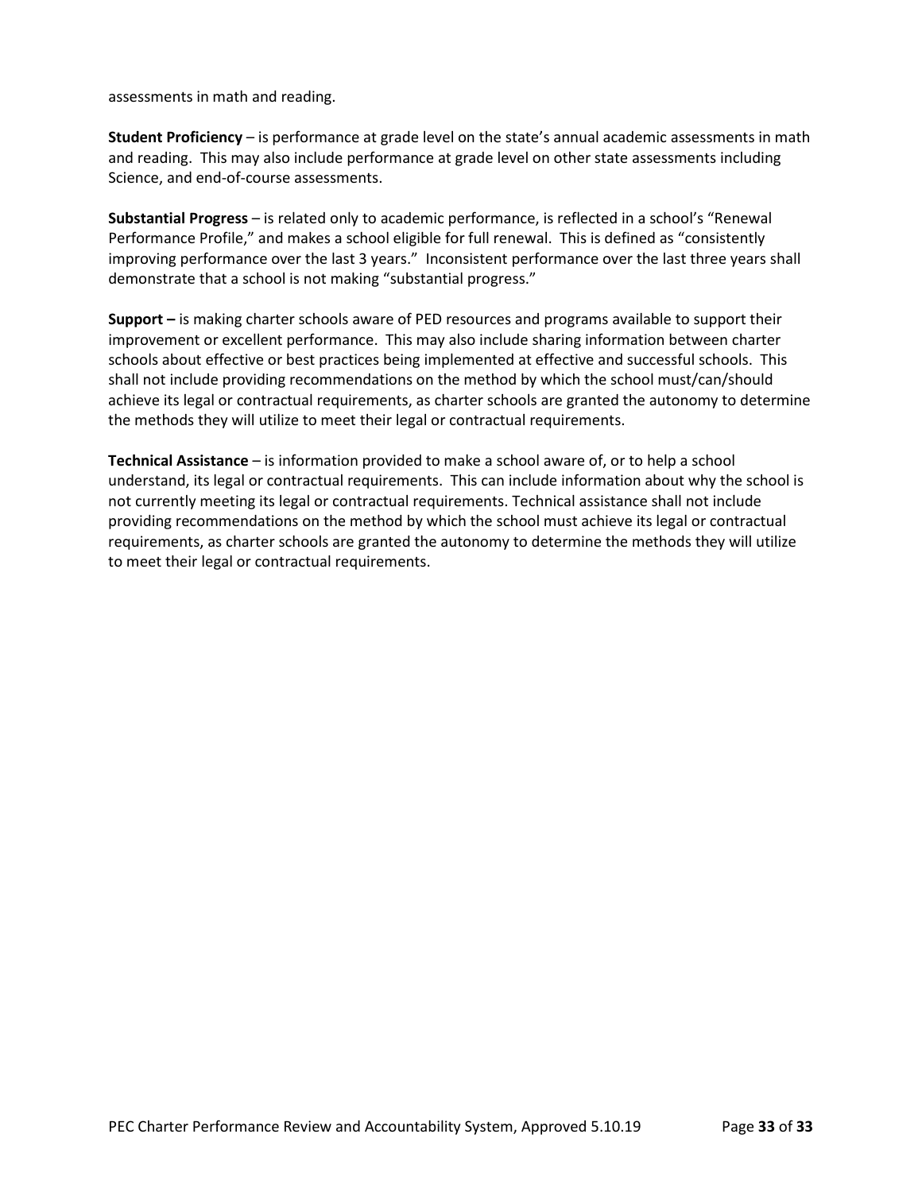assessments in math and reading.

**Student Proficiency** – is performance at grade level on the state's annual academic assessments in math and reading. This may also include performance at grade level on other state assessments including Science, and end-of-course assessments.

**Substantial Progress** – is related only to academic performance, is reflected in a school's "Renewal Performance Profile," and makes a school eligible for full renewal. This is defined as "consistently improving performance over the last 3 years." Inconsistent performance over the last three years shall demonstrate that a school is not making "substantial progress."

**Support –** is making charter schools aware of PED resources and programs available to support their improvement or excellent performance. This may also include sharing information between charter schools about effective or best practices being implemented at effective and successful schools. This shall not include providing recommendations on the method by which the school must/can/should achieve its legal or contractual requirements, as charter schools are granted the autonomy to determine the methods they will utilize to meet their legal or contractual requirements.

**Technical Assistance** – is information provided to make a school aware of, or to help a school understand, its legal or contractual requirements. This can include information about why the school is not currently meeting its legal or contractual requirements. Technical assistance shall not include providing recommendations on the method by which the school must achieve its legal or contractual requirements, as charter schools are granted the autonomy to determine the methods they will utilize to meet their legal or contractual requirements.